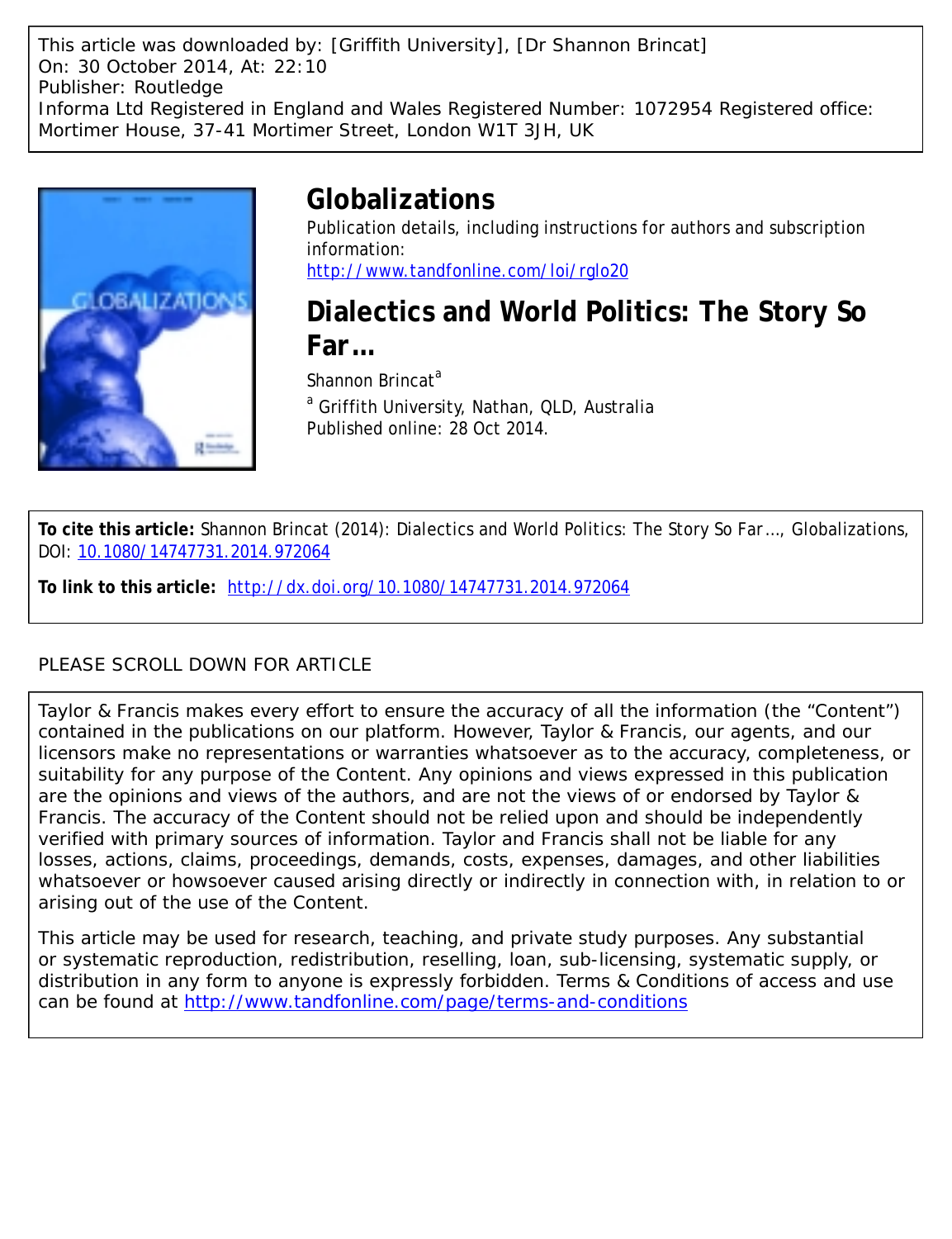This article was downloaded by: [Griffith University], [Dr Shannon Brincat]
On: 30 October 2014, At: 22:10
Publisher: Routledge
Informa Ltd Registered in England and Wales Registered Number: 1072954 Registered office: Mortimer House, 37-41 Mortimer Street, London W1T 3JH, UK

# Globalizations

Publication details, including instructions for authors and subscription information:
http://www.tandfonline.com/loi/rglo20

# Dialectics and World Politics: The Story So Far…

Shannon Brincat[a]

[a] Griffith University, Nathan, QLD, Australia
Published online: 28 Oct 2014.

**To cite this article:** Shannon Brincat (2014): Dialectics and World Politics: The Story So Far…, Globalizations, DOI: 10.1080/14747731.2014.972064

**To link to this article:** http://dx.doi.org/10.1080/14747731.2014.972064

PLEASE SCROLL DOWN FOR ARTICLE

Taylor & Francis makes every effort to ensure the accuracy of all the information (the "Content") contained in the publications on our platform. However, Taylor & Francis, our agents, and our licensors make no representations or warranties whatsoever as to the accuracy, completeness, or suitability for any purpose of the Content. Any opinions and views expressed in this publication are the opinions and views of the authors, and are not the views of or endorsed by Taylor & Francis. The accuracy of the Content should not be relied upon and should be independently verified with primary sources of information. Taylor and Francis shall not be liable for any losses, actions, claims, proceedings, demands, costs, expenses, damages, and other liabilities whatsoever or howsoever caused arising directly or indirectly in connection with, in relation to or arising out of the use of the Content.

This article may be used for research, teaching, and private study purposes. Any substantial or systematic reproduction, redistribution, reselling, loan, sub-licensing, systematic supply, or distribution in any form to anyone is expressly forbidden. Terms & Conditions of access and use can be found at http://www.tandfonline.com/page/terms-and-conditions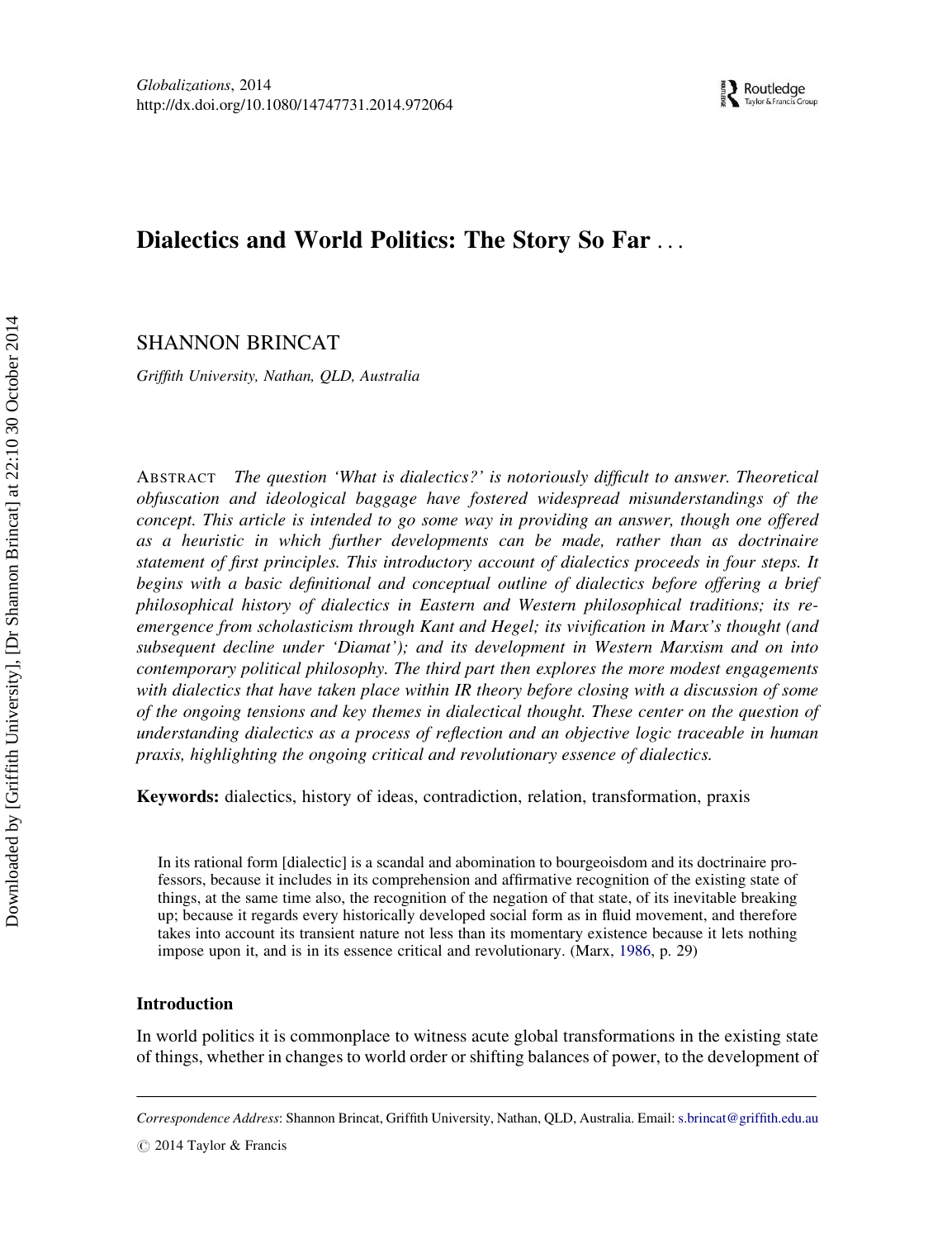# Dialectics and World Politics: The Story So Far . . .

SHANNON BRINCAT

*Griffith University, Nathan, QLD, Australia*

ABSTRACT *The question 'What is dialectics?' is notoriously difficult to answer. Theoretical obfuscation and ideological baggage have fostered widespread misunderstandings of the concept. This article is intended to go some way in providing an answer, though one offered as a heuristic in which further developments can be made, rather than as doctrinaire statement of first principles. This introductory account of dialectics proceeds in four steps. It begins with a basic definitional and conceptual outline of dialectics before offering a brief philosophical history of dialectics in Eastern and Western philosophical traditions; its re-emergence from scholasticism through Kant and Hegel; its vivification in Marx's thought (and subsequent decline under 'Diamat'); and its development in Western Marxism and on into contemporary political philosophy. The third part then explores the more modest engagements with dialectics that have taken place within IR theory before closing with a discussion of some of the ongoing tensions and key themes in dialectical thought. These center on the question of understanding dialectics as a process of reflection and an objective logic traceable in human praxis, highlighting the ongoing critical and revolutionary essence of dialectics.*

**Keywords:** dialectics, history of ideas, contradiction, relation, transformation, praxis

> In its rational form [dialectic] is a scandal and abomination to bourgeoisdom and its doctrinaire professors, because it includes in its comprehension and affirmative recognition of the existing state of things, at the same time also, the recognition of the negation of that state, of its inevitable breaking up; because it regards every historically developed social form as in fluid movement, and therefore takes into account its transient nature not less than its momentary existence because it lets nothing impose upon it, and is in its essence critical and revolutionary. (Marx, 1986, p. 29)

## Introduction

In world politics it is commonplace to witness acute global transformations in the existing state of things, whether in changes to world order or shifting balances of power, to the development of

*Correspondence Address*: Shannon Brincat, Griffith University, Nathan, QLD, Australia. Email: s.brincat@griffith.edu.au

© 2014 Taylor & Francis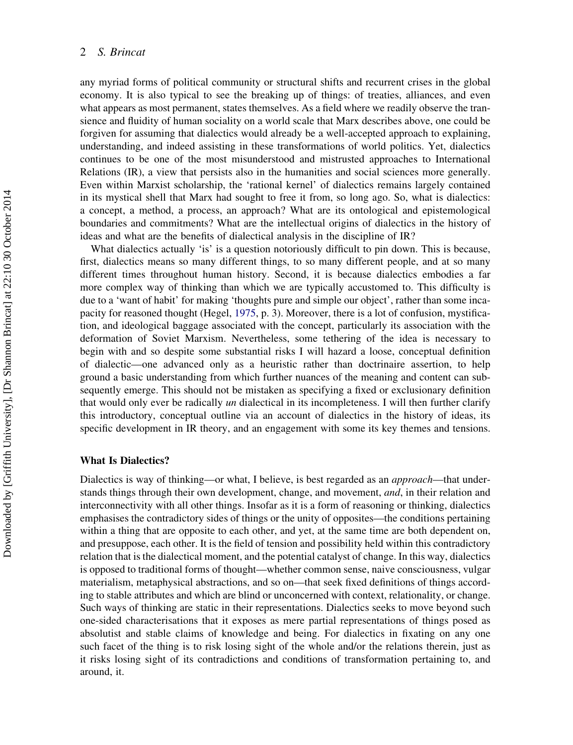any myriad forms of political community or structural shifts and recurrent crises in the global economy. It is also typical to see the breaking up of things: of treaties, alliances, and even what appears as most permanent, states themselves. As a field where we readily observe the transience and fluidity of human sociality on a world scale that Marx describes above, one could be forgiven for assuming that dialectics would already be a well-accepted approach to explaining, understanding, and indeed assisting in these transformations of world politics. Yet, dialectics continues to be one of the most misunderstood and mistrusted approaches to International Relations (IR), a view that persists also in the humanities and social sciences more generally. Even within Marxist scholarship, the 'rational kernel' of dialectics remains largely contained in its mystical shell that Marx had sought to free it from, so long ago. So, what is dialectics: a concept, a method, a process, an approach? What are its ontological and epistemological boundaries and commitments? What are the intellectual origins of dialectics in the history of ideas and what are the benefits of dialectical analysis in the discipline of IR?

What dialectics actually 'is' is a question notoriously difficult to pin down. This is because, first, dialectics means so many different things, to so many different people, and at so many different times throughout human history. Second, it is because dialectics embodies a far more complex way of thinking than which we are typically accustomed to. This difficulty is due to a 'want of habit' for making 'thoughts pure and simple our object', rather than some incapacity for reasoned thought (Hegel, 1975, p. 3). Moreover, there is a lot of confusion, mystification, and ideological baggage associated with the concept, particularly its association with the deformation of Soviet Marxism. Nevertheless, some tethering of the idea is necessary to begin with and so despite some substantial risks I will hazard a loose, conceptual definition of dialectic—one advanced only as a heuristic rather than doctrinaire assertion, to help ground a basic understanding from which further nuances of the meaning and content can subsequently emerge. This should not be mistaken as specifying a fixed or exclusionary definition that would only ever be radically *un* dialectical in its incompleteness. I will then further clarify this introductory, conceptual outline via an account of dialectics in the history of ideas, its specific development in IR theory, and an engagement with some its key themes and tensions.

## What Is Dialectics?

Dialectics is way of thinking—or what, I believe, is best regarded as an *approach*—that understands things through their own development, change, and movement, *and*, in their relation and interconnectivity with all other things. Insofar as it is a form of reasoning or thinking, dialectics emphasises the contradictory sides of things or the unity of opposites—the conditions pertaining within a thing that are opposite to each other, and yet, at the same time are both dependent on, and presuppose, each other. It is the field of tension and possibility held within this contradictory relation that is the dialectical moment, and the potential catalyst of change. In this way, dialectics is opposed to traditional forms of thought—whether common sense, naive consciousness, vulgar materialism, metaphysical abstractions, and so on—that seek fixed definitions of things according to stable attributes and which are blind or unconcerned with context, relationality, or change. Such ways of thinking are static in their representations. Dialectics seeks to move beyond such one-sided characterisations that it exposes as mere partial representations of things posed as absolutist and stable claims of knowledge and being. For dialectics in fixating on any one such facet of the thing is to risk losing sight of the whole and/or the relations therein, just as it risks losing sight of its contradictions and conditions of transformation pertaining to, and around, it.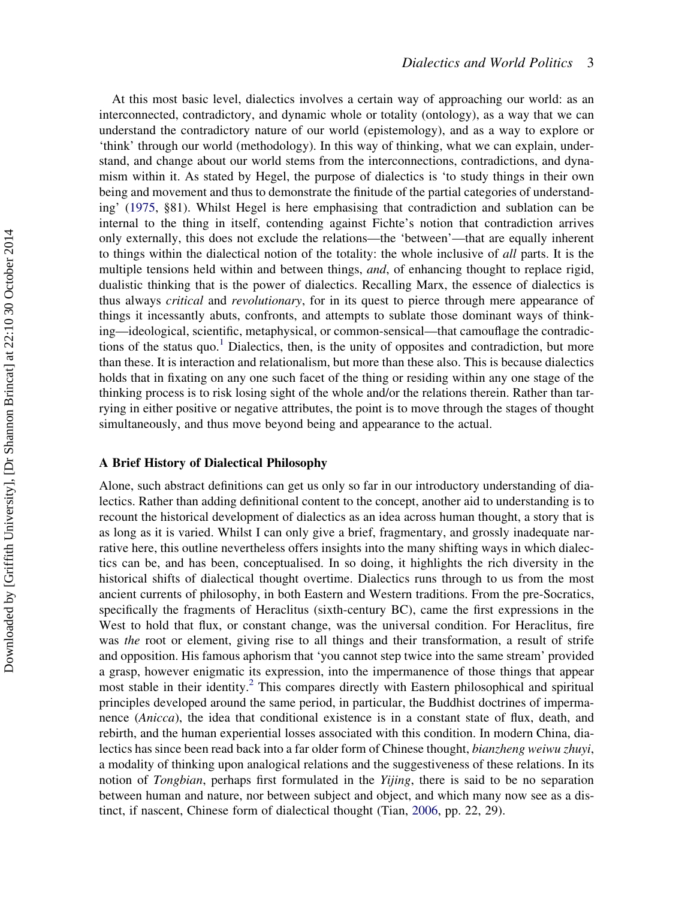At this most basic level, dialectics involves a certain way of approaching our world: as an interconnected, contradictory, and dynamic whole or totality (ontology), as a way that we can understand the contradictory nature of our world (epistemology), and as a way to explore or 'think' through our world (methodology). In this way of thinking, what we can explain, understand, and change about our world stems from the interconnections, contradictions, and dynamism within it. As stated by Hegel, the purpose of dialectics is 'to study things in their own being and movement and thus to demonstrate the finitude of the partial categories of understanding' (1975, §81). Whilst Hegel is here emphasising that contradiction and sublation can be internal to the thing in itself, contending against Fichte's notion that contradiction arrives only externally, this does not exclude the relations—the 'between'—that are equally inherent to things within the dialectical notion of the totality: the whole inclusive of *all* parts. It is the multiple tensions held within and between things, *and*, of enhancing thought to replace rigid, dualistic thinking that is the power of dialectics. Recalling Marx, the essence of dialectics is thus always *critical* and *revolutionary*, for in its quest to pierce through mere appearance of things it incessantly abuts, confronts, and attempts to sublate those dominant ways of thinking—ideological, scientific, metaphysical, or common-sensical—that camouflage the contradictions of the status quo.[1] Dialectics, then, is the unity of opposites and contradiction, but more than these. It is interaction and relationalism, but more than these also. This is because dialectics holds that in fixating on any one such facet of the thing or residing within any one stage of the thinking process is to risk losing sight of the whole and/or the relations therein. Rather than tarrying in either positive or negative attributes, the point is to move through the stages of thought simultaneously, and thus move beyond being and appearance to the actual.

### A Brief History of Dialectical Philosophy

Alone, such abstract definitions can get us only so far in our introductory understanding of dialectics. Rather than adding definitional content to the concept, another aid to understanding is to recount the historical development of dialectics as an idea across human thought, a story that is as long as it is varied. Whilst I can only give a brief, fragmentary, and grossly inadequate narrative here, this outline nevertheless offers insights into the many shifting ways in which dialectics can be, and has been, conceptualised. In so doing, it highlights the rich diversity in the historical shifts of dialectical thought overtime. Dialectics runs through to us from the most ancient currents of philosophy, in both Eastern and Western traditions. From the pre-Socratics, specifically the fragments of Heraclitus (sixth-century BC), came the first expressions in the West to hold that flux, or constant change, was the universal condition. For Heraclitus, fire was *the* root or element, giving rise to all things and their transformation, a result of strife and opposition. His famous aphorism that 'you cannot step twice into the same stream' provided a grasp, however enigmatic its expression, into the impermanence of those things that appear most stable in their identity.[2] This compares directly with Eastern philosophical and spiritual principles developed around the same period, in particular, the Buddhist doctrines of impermanence (*Anicca*), the idea that conditional existence is in a constant state of flux, death, and rebirth, and the human experiential losses associated with this condition. In modern China, dialectics has since been read back into a far older form of Chinese thought, *bianzheng weiwu zhuyi*, a modality of thinking upon analogical relations and the suggestiveness of these relations. In its notion of *Tongbian*, perhaps first formulated in the *Yijing*, there is said to be no separation between human and nature, nor between subject and object, and which many now see as a distinct, if nascent, Chinese form of dialectical thought (Tian, 2006, pp. 22, 29).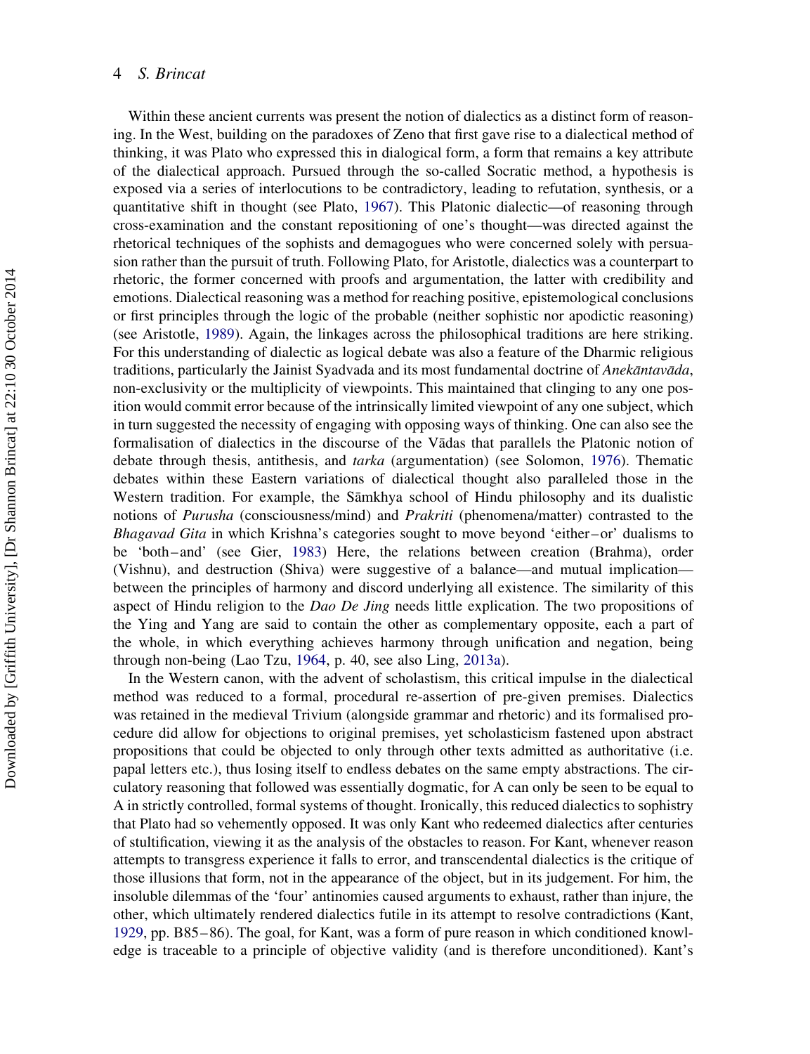Within these ancient currents was present the notion of dialectics as a distinct form of reasoning. In the West, building on the paradoxes of Zeno that first gave rise to a dialectical method of thinking, it was Plato who expressed this in dialogical form, a form that remains a key attribute of the dialectical approach. Pursued through the so-called Socratic method, a hypothesis is exposed via a series of interlocutions to be contradictory, leading to refutation, synthesis, or a quantitative shift in thought (see Plato, 1967). This Platonic dialectic—of reasoning through cross-examination and the constant repositioning of one's thought—was directed against the rhetorical techniques of the sophists and demagogues who were concerned solely with persuasion rather than the pursuit of truth. Following Plato, for Aristotle, dialectics was a counterpart to rhetoric, the former concerned with proofs and argumentation, the latter with credibility and emotions. Dialectical reasoning was a method for reaching positive, epistemological conclusions or first principles through the logic of the probable (neither sophistic nor apodictic reasoning) (see Aristotle, 1989). Again, the linkages across the philosophical traditions are here striking. For this understanding of dialectic as logical debate was also a feature of the Dharmic religious traditions, particularly the Jainist Syadvada and its most fundamental doctrine of *Anekāntavāda*, non-exclusivity or the multiplicity of viewpoints. This maintained that clinging to any one position would commit error because of the intrinsically limited viewpoint of any one subject, which in turn suggested the necessity of engaging with opposing ways of thinking. One can also see the formalisation of dialectics in the discourse of the Vādas that parallels the Platonic notion of debate through thesis, antithesis, and *tarka* (argumentation) (see Solomon, 1976). Thematic debates within these Eastern variations of dialectical thought also paralleled those in the Western tradition. For example, the Sāmkhya school of Hindu philosophy and its dualistic notions of *Purusha* (consciousness/mind) and *Prakriti* (phenomena/matter) contrasted to the *Bhagavad Gita* in which Krishna's categories sought to move beyond 'either–or' dualisms to be 'both–and' (see Gier, 1983) Here, the relations between creation (Brahma), order (Vishnu), and destruction (Shiva) were suggestive of a balance—and mutual implication—between the principles of harmony and discord underlying all existence. The similarity of this aspect of Hindu religion to the *Dao De Jing* needs little explication. The two propositions of the Ying and Yang are said to contain the other as complementary opposite, each a part of the whole, in which everything achieves harmony through unification and negation, being through non-being (Lao Tzu, 1964, p. 40, see also Ling, 2013a).

In the Western canon, with the advent of scholastism, this critical impulse in the dialectical method was reduced to a formal, procedural re-assertion of pre-given premises. Dialectics was retained in the medieval Trivium (alongside grammar and rhetoric) and its formalised procedure did allow for objections to original premises, yet scholasticism fastened upon abstract propositions that could be objected to only through other texts admitted as authoritative (i.e. papal letters etc.), thus losing itself to endless debates on the same empty abstractions. The circulatory reasoning that followed was essentially dogmatic, for A can only be seen to be equal to A in strictly controlled, formal systems of thought. Ironically, this reduced dialectics to sophistry that Plato had so vehemently opposed. It was only Kant who redeemed dialectics after centuries of stultification, viewing it as the analysis of the obstacles to reason. For Kant, whenever reason attempts to transgress experience it falls to error, and transcendental dialectics is the critique of those illusions that form, not in the appearance of the object, but in its judgement. For him, the insoluble dilemmas of the 'four' antinomies caused arguments to exhaust, rather than injure, the other, which ultimately rendered dialectics futile in its attempt to resolve contradictions (Kant, 1929, pp. B85–86). The goal, for Kant, was a form of pure reason in which conditioned knowledge is traceable to a principle of objective validity (and is therefore unconditioned). Kant's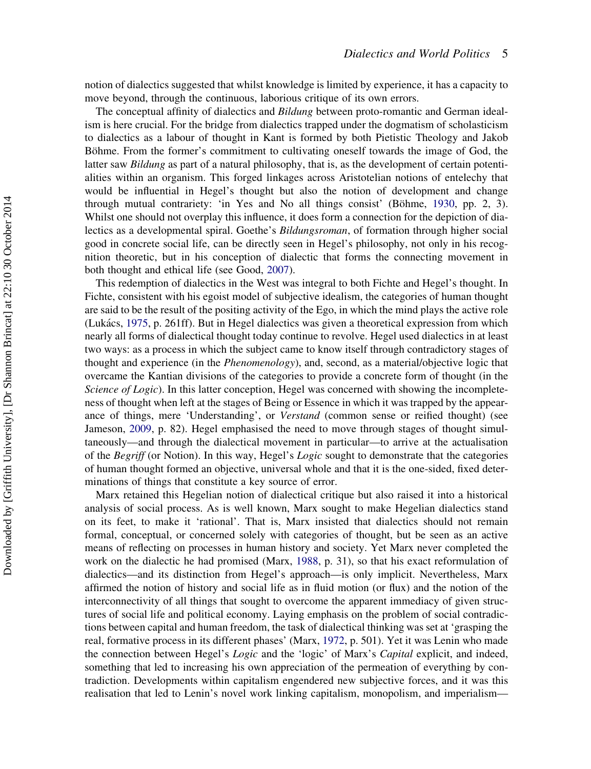notion of dialectics suggested that whilst knowledge is limited by experience, it has a capacity to move beyond, through the continuous, laborious critique of its own errors.

The conceptual affinity of dialectics and *Bildung* between proto-romantic and German idealism is here crucial. For the bridge from dialectics trapped under the dogmatism of scholasticism to dialectics as a labour of thought in Kant is formed by both Pietistic Theology and Jakob Böhme. From the former's commitment to cultivating oneself towards the image of God, the latter saw *Bildung* as part of a natural philosophy, that is, as the development of certain potentialities within an organism. This forged linkages across Aristotelian notions of entelechy that would be influential in Hegel's thought but also the notion of development and change through mutual contrariety: 'in Yes and No all things consist' (Böhme, 1930, pp. 2, 3). Whilst one should not overplay this influence, it does form a connection for the depiction of dialectics as a developmental spiral. Goethe's *Bildungsroman*, of formation through higher social good in concrete social life, can be directly seen in Hegel's philosophy, not only in his recognition theoretic, but in his conception of dialectic that forms the connecting movement in both thought and ethical life (see Good, 2007).

This redemption of dialectics in the West was integral to both Fichte and Hegel's thought. In Fichte, consistent with his egoist model of subjective idealism, the categories of human thought are said to be the result of the positing activity of the Ego, in which the mind plays the active role (Lukács, 1975, p. 261ff). But in Hegel dialectics was given a theoretical expression from which nearly all forms of dialectical thought today continue to revolve. Hegel used dialectics in at least two ways: as a process in which the subject came to know itself through contradictory stages of thought and experience (in the *Phenomenology*), and, second, as a material/objective logic that overcame the Kantian divisions of the categories to provide a concrete form of thought (in the *Science of Logic*). In this latter conception, Hegel was concerned with showing the incompleteness of thought when left at the stages of Being or Essence in which it was trapped by the appearance of things, mere 'Understanding', or *Verstand* (common sense or reified thought) (see Jameson, 2009, p. 82). Hegel emphasised the need to move through stages of thought simultaneously—and through the dialectical movement in particular—to arrive at the actualisation of the *Begriff* (or Notion). In this way, Hegel's *Logic* sought to demonstrate that the categories of human thought formed an objective, universal whole and that it is the one-sided, fixed determinations of things that constitute a key source of error.

Marx retained this Hegelian notion of dialectical critique but also raised it into a historical analysis of social process. As is well known, Marx sought to make Hegelian dialectics stand on its feet, to make it 'rational'. That is, Marx insisted that dialectics should not remain formal, conceptual, or concerned solely with categories of thought, but be seen as an active means of reflecting on processes in human history and society. Yet Marx never completed the work on the dialectic he had promised (Marx, 1988, p. 31), so that his exact reformulation of dialectics—and its distinction from Hegel's approach—is only implicit. Nevertheless, Marx affirmed the notion of history and social life as in fluid motion (or flux) and the notion of the interconnectivity of all things that sought to overcome the apparent immediacy of given structures of social life and political economy. Laying emphasis on the problem of social contradictions between capital and human freedom, the task of dialectical thinking was set at 'grasping the real, formative process in its different phases' (Marx, 1972, p. 501). Yet it was Lenin who made the connection between Hegel's *Logic* and the 'logic' of Marx's *Capital* explicit, and indeed, something that led to increasing his own appreciation of the permeation of everything by contradiction. Developments within capitalism engendered new subjective forces, and it was this realisation that led to Lenin's novel work linking capitalism, monopolism, and imperialism—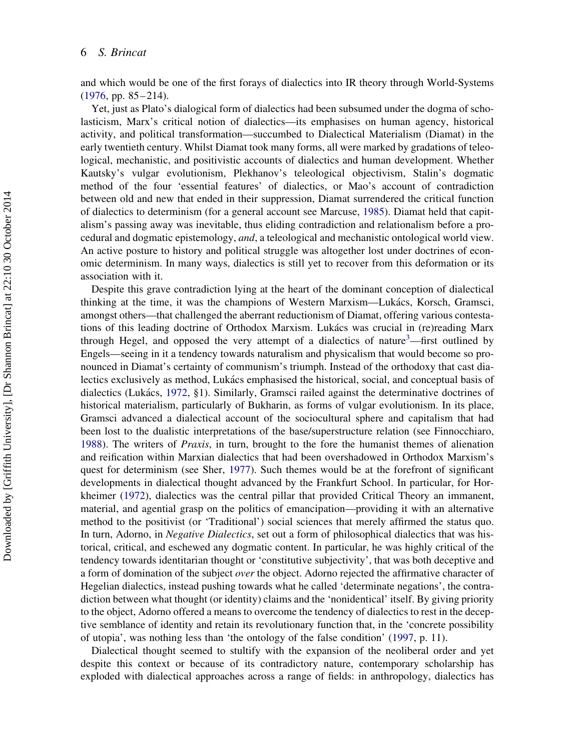and which would be one of the first forays of dialectics into IR theory through World-Systems (1976, pp. 85–214).

Yet, just as Plato's dialogical form of dialectics had been subsumed under the dogma of scholasticism, Marx's critical notion of dialectics—its emphasises on human agency, historical activity, and political transformation—succumbed to Dialectical Materialism (Diamat) in the early twentieth century. Whilst Diamat took many forms, all were marked by gradations of teleological, mechanistic, and positivistic accounts of dialectics and human development. Whether Kautsky's vulgar evolutionism, Plekhanov's teleological objectivism, Stalin's dogmatic method of the four 'essential features' of dialectics, or Mao's account of contradiction between old and new that ended in their suppression, Diamat surrendered the critical function of dialectics to determinism (for a general account see Marcuse, 1985). Diamat held that capitalism's passing away was inevitable, thus eliding contradiction and relationalism before a procedural and dogmatic epistemology, *and*, a teleological and mechanistic ontological world view. An active posture to history and political struggle was altogether lost under doctrines of economic determinism. In many ways, dialectics is still yet to recover from this deformation or its association with it.

Despite this grave contradiction lying at the heart of the dominant conception of dialectical thinking at the time, it was the champions of Western Marxism—Lukács, Korsch, Gramsci, amongst others—that challenged the aberrant reductionism of Diamat, offering various contestations of this leading doctrine of Orthodox Marxism. Lukács was crucial in (re)reading Marx through Hegel, and opposed the very attempt of a dialectics of nature[3]—first outlined by Engels—seeing in it a tendency towards naturalism and physicalism that would become so pronounced in Diamat's certainty of communism's triumph. Instead of the orthodoxy that cast dialectics exclusively as method, Lukács emphasised the historical, social, and conceptual basis of dialectics (Lukács, 1972, §1). Similarly, Gramsci railed against the determinative doctrines of historical materialism, particularly of Bukharin, as forms of vulgar evolutionism. In its place, Gramsci advanced a dialectical account of the sociocultural sphere and capitalism that had been lost to the dualistic interpretations of the base/superstructure relation (see Finnocchiaro, 1988). The writers of *Praxis*, in turn, brought to the fore the humanist themes of alienation and reification within Marxian dialectics that had been overshadowed in Orthodox Marxism's quest for determinism (see Sher, 1977). Such themes would be at the forefront of significant developments in dialectical thought advanced by the Frankfurt School. In particular, for Horkheimer (1972), dialectics was the central pillar that provided Critical Theory an immanent, material, and agential grasp on the politics of emancipation—providing it with an alternative method to the positivist (or 'Traditional') social sciences that merely affirmed the status quo. In turn, Adorno, in *Negative Dialectics*, set out a form of philosophical dialectics that was historical, critical, and eschewed any dogmatic content. In particular, he was highly critical of the tendency towards identitarian thought or 'constitutive subjectivity', that was both deceptive and a form of domination of the subject *over* the object. Adorno rejected the affirmative character of Hegelian dialectics, instead pushing towards what he called 'determinate negations', the contradiction between what thought (or identity) claims and the 'nonidentical' itself. By giving priority to the object, Adorno offered a means to overcome the tendency of dialectics to rest in the deceptive semblance of identity and retain its revolutionary function that, in the 'concrete possibility of utopia', was nothing less than 'the ontology of the false condition' (1997, p. 11).

Dialectical thought seemed to stultify with the expansion of the neoliberal order and yet despite this context or because of its contradictory nature, contemporary scholarship has exploded with dialectical approaches across a range of fields: in anthropology, dialectics has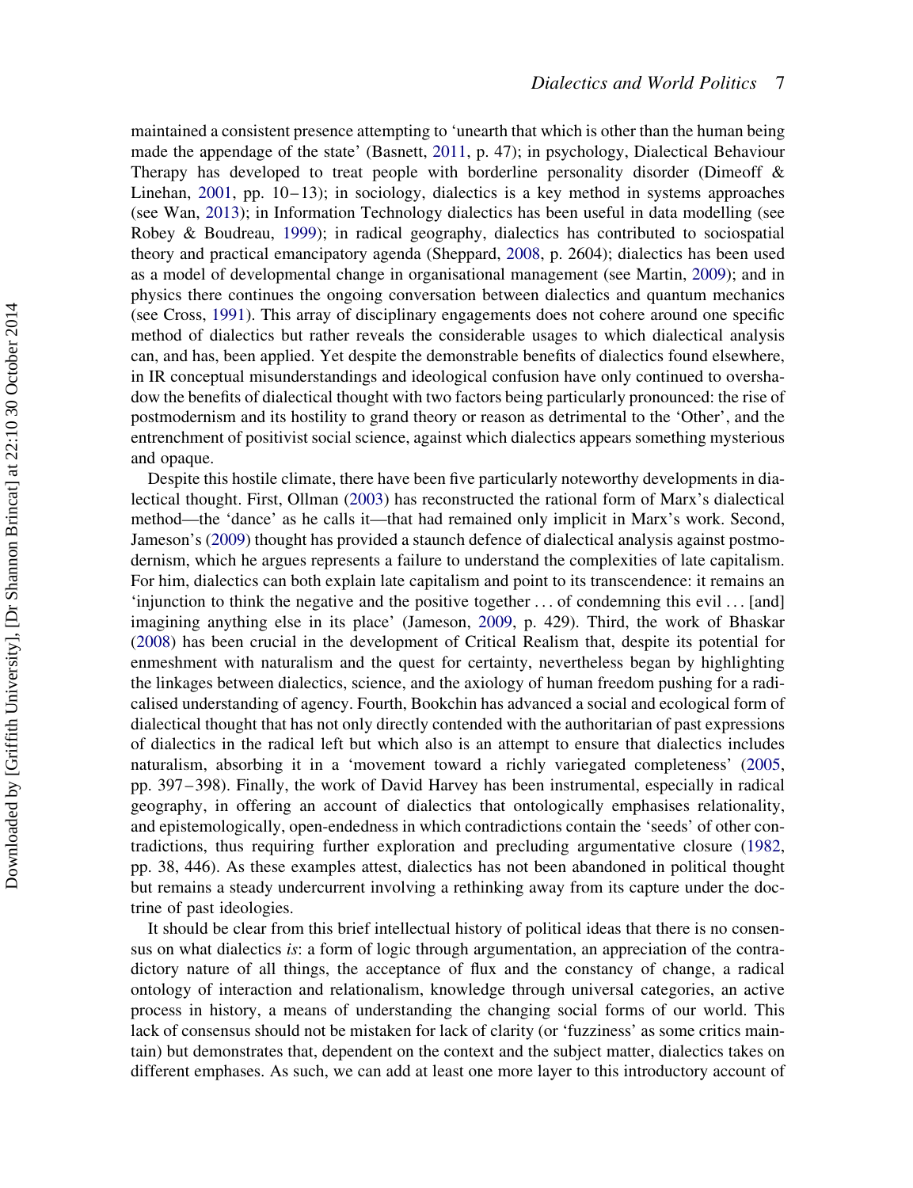maintained a consistent presence attempting to 'unearth that which is other than the human being made the appendage of the state' (Basnett, 2011, p. 47); in psychology, Dialectical Behaviour Therapy has developed to treat people with borderline personality disorder (Dimeoff & Linehan, 2001, pp. 10–13); in sociology, dialectics is a key method in systems approaches (see Wan, 2013); in Information Technology dialectics has been useful in data modelling (see Robey & Boudreau, 1999); in radical geography, dialectics has contributed to sociospatial theory and practical emancipatory agenda (Sheppard, 2008, p. 2604); dialectics has been used as a model of developmental change in organisational management (see Martin, 2009); and in physics there continues the ongoing conversation between dialectics and quantum mechanics (see Cross, 1991). This array of disciplinary engagements does not cohere around one specific method of dialectics but rather reveals the considerable usages to which dialectical analysis can, and has, been applied. Yet despite the demonstrable benefits of dialectics found elsewhere, in IR conceptual misunderstandings and ideological confusion have only continued to overshadow the benefits of dialectical thought with two factors being particularly pronounced: the rise of postmodernism and its hostility to grand theory or reason as detrimental to the 'Other', and the entrenchment of positivist social science, against which dialectics appears something mysterious and opaque.

Despite this hostile climate, there have been five particularly noteworthy developments in dialectical thought. First, Ollman (2003) has reconstructed the rational form of Marx's dialectical method—the 'dance' as he calls it—that had remained only implicit in Marx's work. Second, Jameson's (2009) thought has provided a staunch defence of dialectical analysis against postmodernism, which he argues represents a failure to understand the complexities of late capitalism. For him, dialectics can both explain late capitalism and point to its transcendence: it remains an 'injunction to think the negative and the positive together . . . of condemning this evil . . . [and] imagining anything else in its place' (Jameson, 2009, p. 429). Third, the work of Bhaskar (2008) has been crucial in the development of Critical Realism that, despite its potential for enmeshment with naturalism and the quest for certainty, nevertheless began by highlighting the linkages between dialectics, science, and the axiology of human freedom pushing for a radicalised understanding of agency. Fourth, Bookchin has advanced a social and ecological form of dialectical thought that has not only directly contended with the authoritarian of past expressions of dialectics in the radical left but which also is an attempt to ensure that dialectics includes naturalism, absorbing it in a 'movement toward a richly variegated completeness' (2005, pp. 397–398). Finally, the work of David Harvey has been instrumental, especially in radical geography, in offering an account of dialectics that ontologically emphasises relationality, and epistemologically, open-endedness in which contradictions contain the 'seeds' of other contradictions, thus requiring further exploration and precluding argumentative closure (1982, pp. 38, 446). As these examples attest, dialectics has not been abandoned in political thought but remains a steady undercurrent involving a rethinking away from its capture under the doctrine of past ideologies.

It should be clear from this brief intellectual history of political ideas that there is no consensus on what dialectics *is*: a form of logic through argumentation, an appreciation of the contradictory nature of all things, the acceptance of flux and the constancy of change, a radical ontology of interaction and relationalism, knowledge through universal categories, an active process in history, a means of understanding the changing social forms of our world. This lack of consensus should not be mistaken for lack of clarity (or 'fuzziness' as some critics maintain) but demonstrates that, dependent on the context and the subject matter, dialectics takes on different emphases. As such, we can add at least one more layer to this introductory account of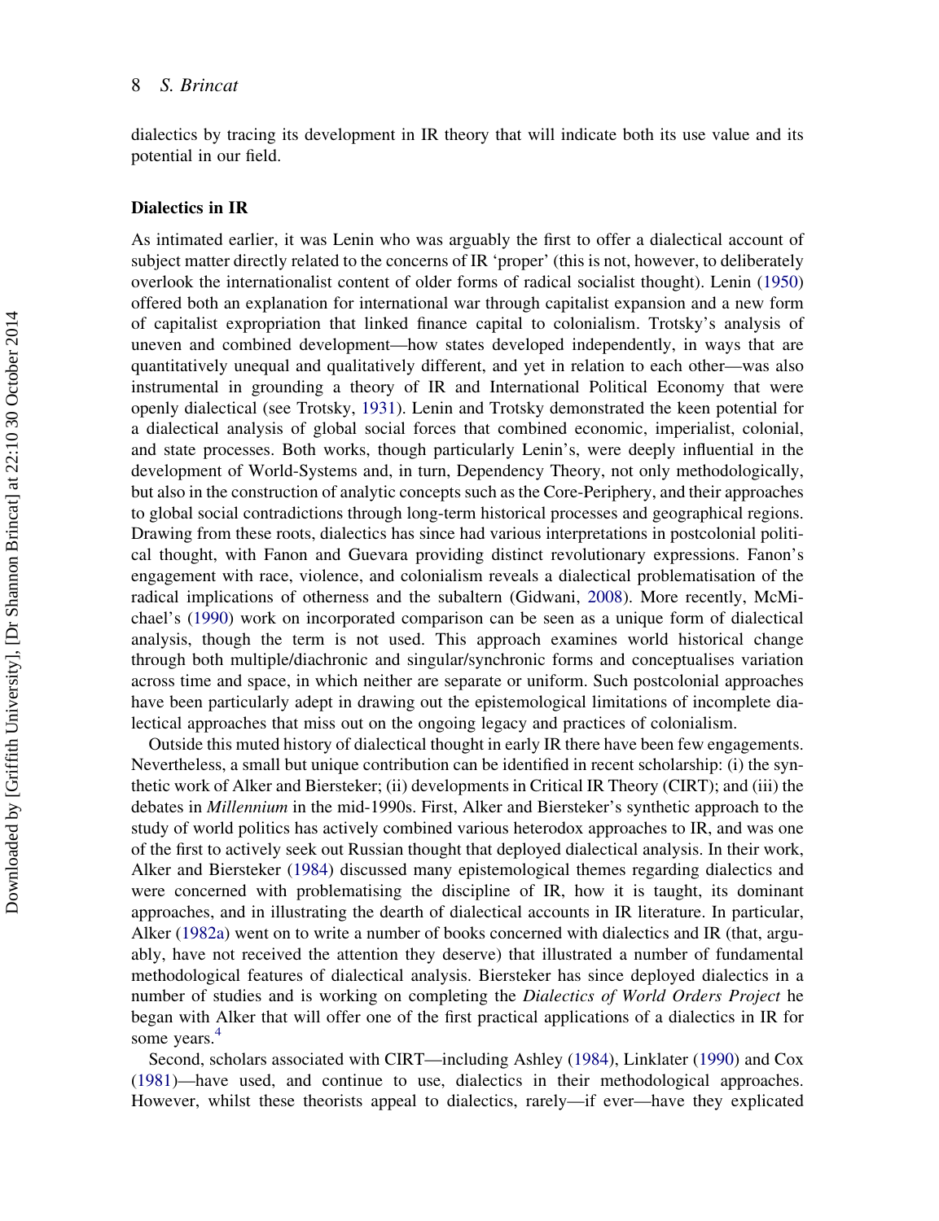dialectics by tracing its development in IR theory that will indicate both its use value and its potential in our field.

## Dialectics in IR

As intimated earlier, it was Lenin who was arguably the first to offer a dialectical account of subject matter directly related to the concerns of IR 'proper' (this is not, however, to deliberately overlook the internationalist content of older forms of radical socialist thought). Lenin (1950) offered both an explanation for international war through capitalist expansion and a new form of capitalist expropriation that linked finance capital to colonialism. Trotsky's analysis of uneven and combined development—how states developed independently, in ways that are quantitatively unequal and qualitatively different, and yet in relation to each other—was also instrumental in grounding a theory of IR and International Political Economy that were openly dialectical (see Trotsky, 1931). Lenin and Trotsky demonstrated the keen potential for a dialectical analysis of global social forces that combined economic, imperialist, colonial, and state processes. Both works, though particularly Lenin's, were deeply influential in the development of World-Systems and, in turn, Dependency Theory, not only methodologically, but also in the construction of analytic concepts such as the Core-Periphery, and their approaches to global social contradictions through long-term historical processes and geographical regions. Drawing from these roots, dialectics has since had various interpretations in postcolonial political thought, with Fanon and Guevara providing distinct revolutionary expressions. Fanon's engagement with race, violence, and colonialism reveals a dialectical problematisation of the radical implications of otherness and the subaltern (Gidwani, 2008). More recently, McMichael's (1990) work on incorporated comparison can be seen as a unique form of dialectical analysis, though the term is not used. This approach examines world historical change through both multiple/diachronic and singular/synchronic forms and conceptualises variation across time and space, in which neither are separate or uniform. Such postcolonial approaches have been particularly adept in drawing out the epistemological limitations of incomplete dialectical approaches that miss out on the ongoing legacy and practices of colonialism.

Outside this muted history of dialectical thought in early IR there have been few engagements. Nevertheless, a small but unique contribution can be identified in recent scholarship: (i) the synthetic work of Alker and Biersteker; (ii) developments in Critical IR Theory (CIRT); and (iii) the debates in *Millennium* in the mid-1990s. First, Alker and Biersteker's synthetic approach to the study of world politics has actively combined various heterodox approaches to IR, and was one of the first to actively seek out Russian thought that deployed dialectical analysis. In their work, Alker and Biersteker (1984) discussed many epistemological themes regarding dialectics and were concerned with problematising the discipline of IR, how it is taught, its dominant approaches, and in illustrating the dearth of dialectical accounts in IR literature. In particular, Alker (1982a) went on to write a number of books concerned with dialectics and IR (that, arguably, have not received the attention they deserve) that illustrated a number of fundamental methodological features of dialectical analysis. Biersteker has since deployed dialectics in a number of studies and is working on completing the *Dialectics of World Orders Project* he began with Alker that will offer one of the first practical applications of a dialectics in IR for some years.[4]

Second, scholars associated with CIRT—including Ashley (1984), Linklater (1990) and Cox (1981)—have used, and continue to use, dialectics in their methodological approaches. However, whilst these theorists appeal to dialectics, rarely—if ever—have they explicated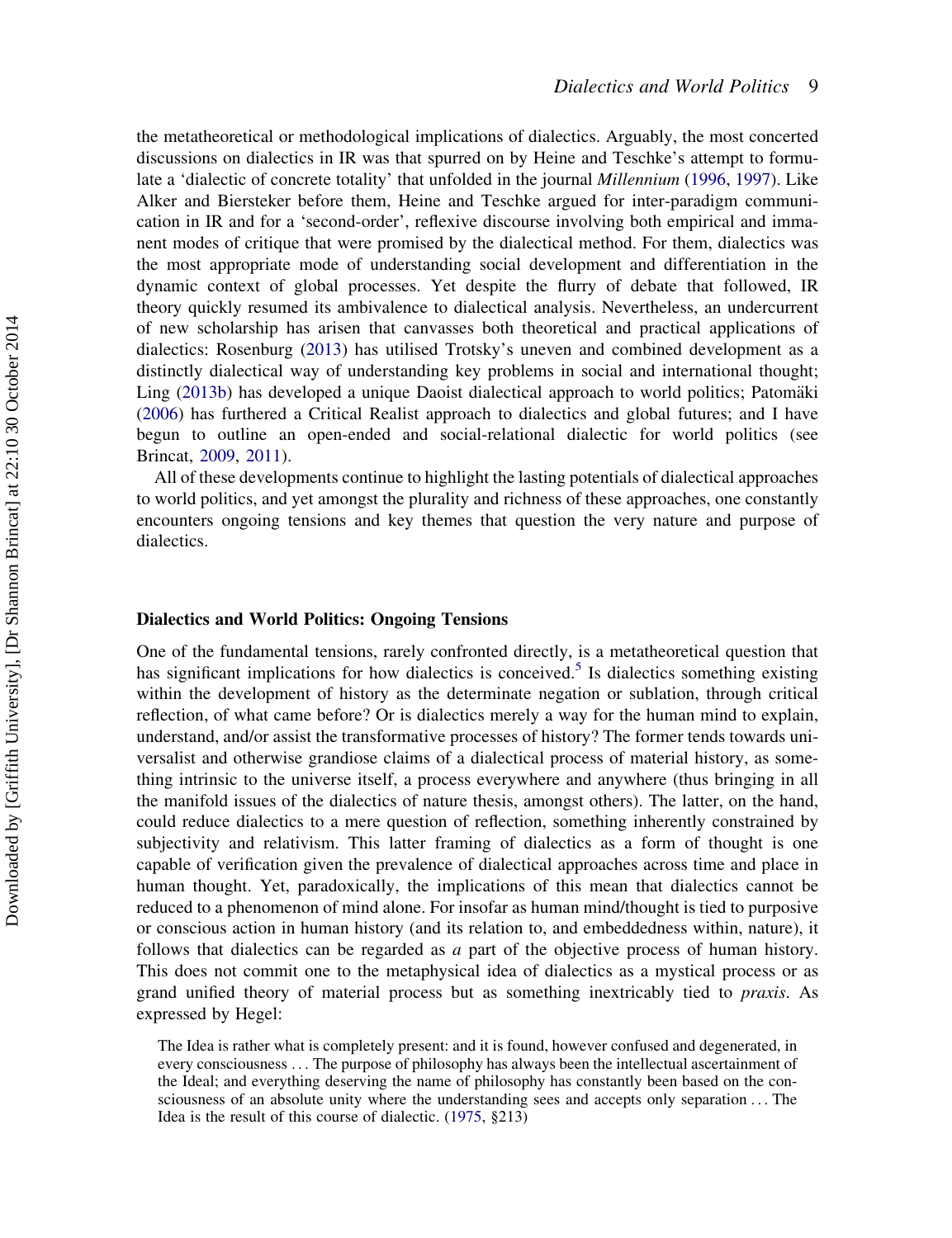the metatheoretical or methodological implications of dialectics. Arguably, the most concerted discussions on dialectics in IR was that spurred on by Heine and Teschke's attempt to formulate a 'dialectic of concrete totality' that unfolded in the journal *Millennium* (1996, 1997). Like Alker and Biersteker before them, Heine and Teschke argued for inter-paradigm communication in IR and for a 'second-order', reflexive discourse involving both empirical and immanent modes of critique that were promised by the dialectical method. For them, dialectics was the most appropriate mode of understanding social development and differentiation in the dynamic context of global processes. Yet despite the flurry of debate that followed, IR theory quickly resumed its ambivalence to dialectical analysis. Nevertheless, an undercurrent of new scholarship has arisen that canvasses both theoretical and practical applications of dialectics: Rosenburg (2013) has utilised Trotsky's uneven and combined development as a distinctly dialectical way of understanding key problems in social and international thought; Ling (2013b) has developed a unique Daoist dialectical approach to world politics; Patomäki (2006) has furthered a Critical Realist approach to dialectics and global futures; and I have begun to outline an open-ended and social-relational dialectic for world politics (see Brincat, 2009, 2011).

All of these developments continue to highlight the lasting potentials of dialectical approaches to world politics, and yet amongst the plurality and richness of these approaches, one constantly encounters ongoing tensions and key themes that question the very nature and purpose of dialectics.

## Dialectics and World Politics: Ongoing Tensions

One of the fundamental tensions, rarely confronted directly, is a metatheoretical question that has significant implications for how dialectics is conceived.[5] Is dialectics something existing within the development of history as the determinate negation or sublation, through critical reflection, of what came before? Or is dialectics merely a way for the human mind to explain, understand, and/or assist the transformative processes of history? The former tends towards universalist and otherwise grandiose claims of a dialectical process of material history, as something intrinsic to the universe itself, a process everywhere and anywhere (thus bringing in all the manifold issues of the dialectics of nature thesis, amongst others). The latter, on the hand, could reduce dialectics to a mere question of reflection, something inherently constrained by subjectivity and relativism. This latter framing of dialectics as a form of thought is one capable of verification given the prevalence of dialectical approaches across time and place in human thought. Yet, paradoxically, the implications of this mean that dialectics cannot be reduced to a phenomenon of mind alone. For insofar as human mind/thought is tied to purposive or conscious action in human history (and its relation to, and embeddedness within, nature), it follows that dialectics can be regarded as *a* part of the objective process of human history. This does not commit one to the metaphysical idea of dialectics as a mystical process or as grand unified theory of material process but as something inextricably tied to *praxis*. As expressed by Hegel:

> The Idea is rather what is completely present: and it is found, however confused and degenerated, in every consciousness . . . The purpose of philosophy has always been the intellectual ascertainment of the Ideal; and everything deserving the name of philosophy has constantly been based on the consciousness of an absolute unity where the understanding sees and accepts only separation . . . The Idea is the result of this course of dialectic. (1975, §213)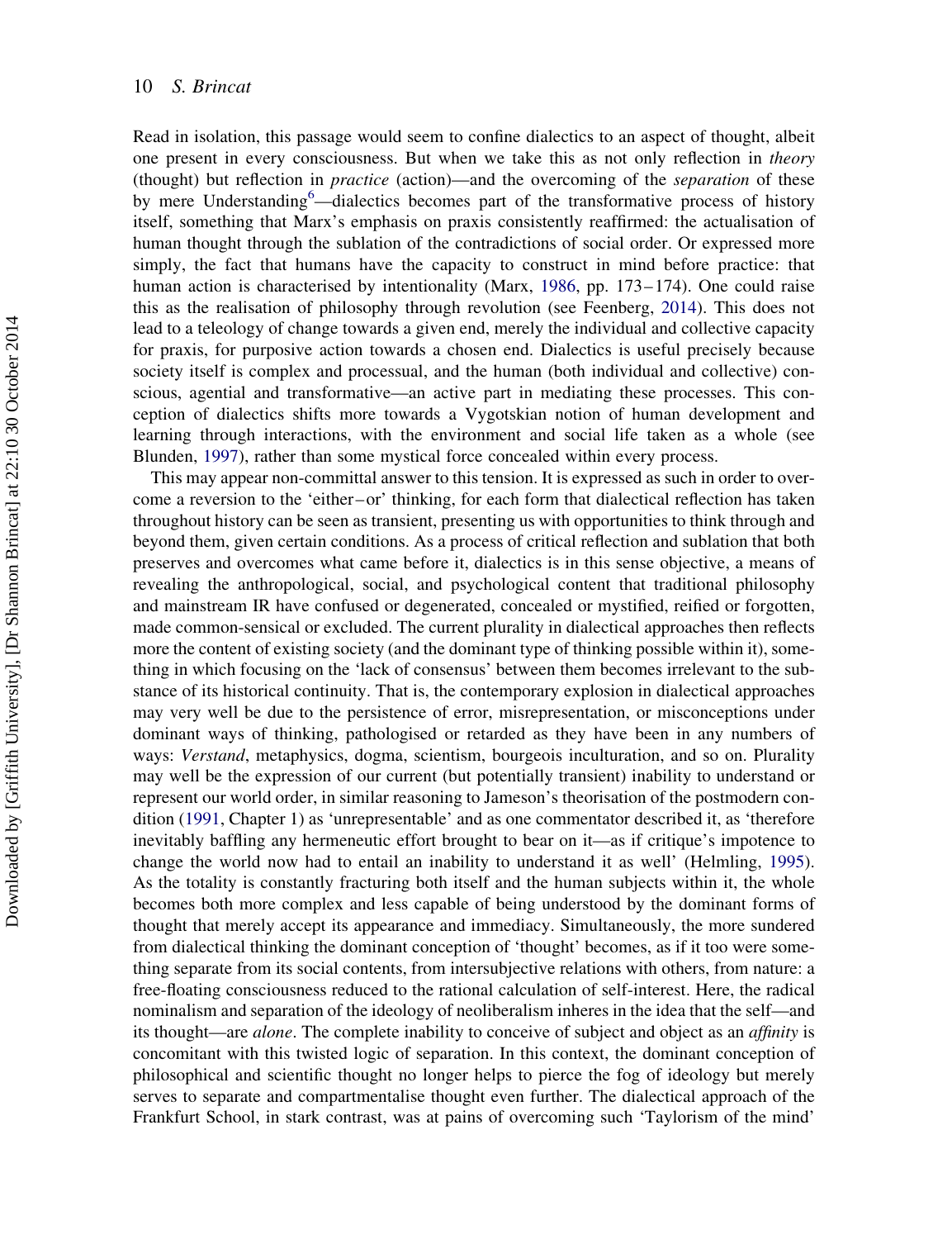Read in isolation, this passage would seem to confine dialectics to an aspect of thought, albeit one present in every consciousness. But when we take this as not only reflection in *theory* (thought) but reflection in *practice* (action)—and the overcoming of the *separation* of these by mere Understanding[6]—dialectics becomes part of the transformative process of history itself, something that Marx's emphasis on praxis consistently reaffirmed: the actualisation of human thought through the sublation of the contradictions of social order. Or expressed more simply, the fact that humans have the capacity to construct in mind before practice: that human action is characterised by intentionality (Marx, 1986, pp. 173–174). One could raise this as the realisation of philosophy through revolution (see Feenberg, 2014). This does not lead to a teleology of change towards a given end, merely the individual and collective capacity for praxis, for purposive action towards a chosen end. Dialectics is useful precisely because society itself is complex and processual, and the human (both individual and collective) conscious, agential and transformative—an active part in mediating these processes. This conception of dialectics shifts more towards a Vygotskian notion of human development and learning through interactions, with the environment and social life taken as a whole (see Blunden, 1997), rather than some mystical force concealed within every process.

This may appear non-committal answer to this tension. It is expressed as such in order to overcome a reversion to the 'either–or' thinking, for each form that dialectical reflection has taken throughout history can be seen as transient, presenting us with opportunities to think through and beyond them, given certain conditions. As a process of critical reflection and sublation that both preserves and overcomes what came before it, dialectics is in this sense objective, a means of revealing the anthropological, social, and psychological content that traditional philosophy and mainstream IR have confused or degenerated, concealed or mystified, reified or forgotten, made common-sensical or excluded. The current plurality in dialectical approaches then reflects more the content of existing society (and the dominant type of thinking possible within it), something in which focusing on the 'lack of consensus' between them becomes irrelevant to the substance of its historical continuity. That is, the contemporary explosion in dialectical approaches may very well be due to the persistence of error, misrepresentation, or misconceptions under dominant ways of thinking, pathologised or retarded as they have been in any numbers of ways: *Verstand*, metaphysics, dogma, scientism, bourgeois inculturation, and so on. Plurality may well be the expression of our current (but potentially transient) inability to understand or represent our world order, in similar reasoning to Jameson's theorisation of the postmodern condition (1991, Chapter 1) as 'unrepresentable' and as one commentator described it, as 'therefore inevitably baffling any hermeneutic effort brought to bear on it—as if critique's impotence to change the world now had to entail an inability to understand it as well' (Helmling, 1995). As the totality is constantly fracturing both itself and the human subjects within it, the whole becomes both more complex and less capable of being understood by the dominant forms of thought that merely accept its appearance and immediacy. Simultaneously, the more sundered from dialectical thinking the dominant conception of 'thought' becomes, as if it too were something separate from its social contents, from intersubjective relations with others, from nature: a free-floating consciousness reduced to the rational calculation of self-interest. Here, the radical nominalism and separation of the ideology of neoliberalism inheres in the idea that the self—and its thought—are *alone*. The complete inability to conceive of subject and object as an *affinity* is concomitant with this twisted logic of separation. In this context, the dominant conception of philosophical and scientific thought no longer helps to pierce the fog of ideology but merely serves to separate and compartmentalise thought even further. The dialectical approach of the Frankfurt School, in stark contrast, was at pains of overcoming such 'Taylorism of the mind'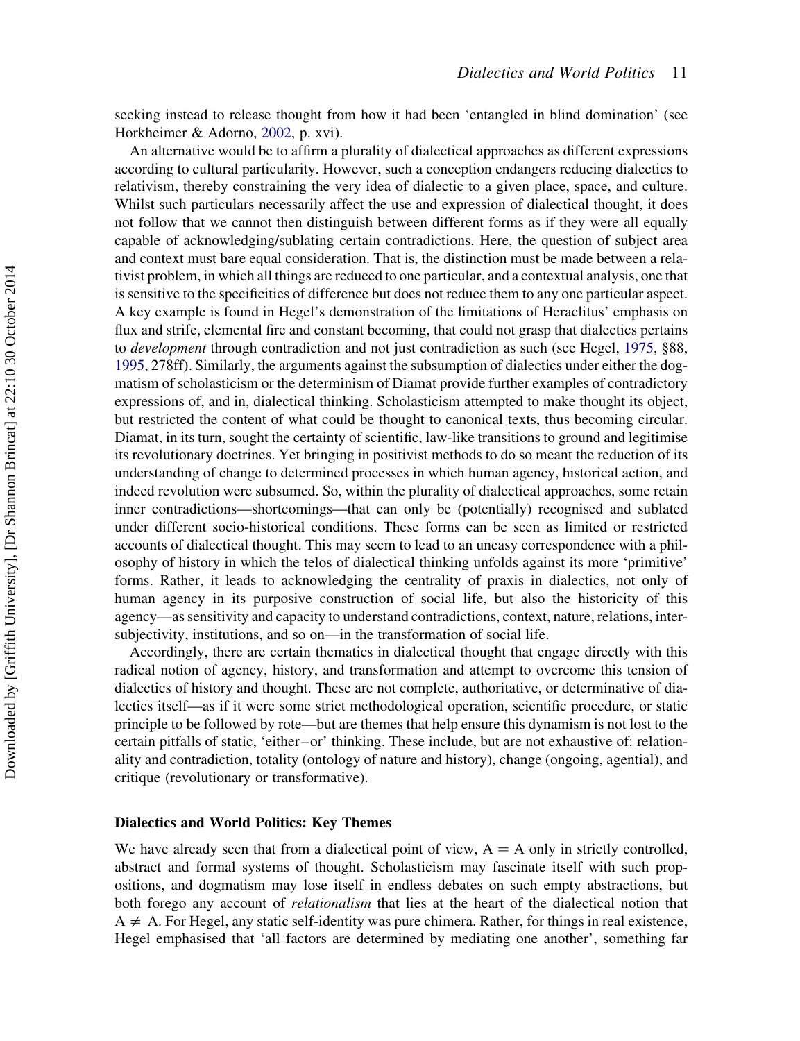seeking instead to release thought from how it had been 'entangled in blind domination' (see Horkheimer & Adorno, 2002, p. xvi).

An alternative would be to affirm a plurality of dialectical approaches as different expressions according to cultural particularity. However, such a conception endangers reducing dialectics to relativism, thereby constraining the very idea of dialectic to a given place, space, and culture. Whilst such particulars necessarily affect the use and expression of dialectical thought, it does not follow that we cannot then distinguish between different forms as if they were all equally capable of acknowledging/sublating certain contradictions. Here, the question of subject area and context must bare equal consideration. That is, the distinction must be made between a relativist problem, in which all things are reduced to one particular, and a contextual analysis, one that is sensitive to the specificities of difference but does not reduce them to any one particular aspect. A key example is found in Hegel's demonstration of the limitations of Heraclitus' emphasis on flux and strife, elemental fire and constant becoming, that could not grasp that dialectics pertains to *development* through contradiction and not just contradiction as such (see Hegel, 1975, §88, 1995, 278ff). Similarly, the arguments against the subsumption of dialectics under either the dogmatism of scholasticism or the determinism of Diamat provide further examples of contradictory expressions of, and in, dialectical thinking. Scholasticism attempted to make thought its object, but restricted the content of what could be thought to canonical texts, thus becoming circular. Diamat, in its turn, sought the certainty of scientific, law-like transitions to ground and legitimise its revolutionary doctrines. Yet bringing in positivist methods to do so meant the reduction of its understanding of change to determined processes in which human agency, historical action, and indeed revolution were subsumed. So, within the plurality of dialectical approaches, some retain inner contradictions—shortcomings—that can only be (potentially) recognised and sublated under different socio-historical conditions. These forms can be seen as limited or restricted accounts of dialectical thought. This may seem to lead to an uneasy correspondence with a philosophy of history in which the telos of dialectical thinking unfolds against its more 'primitive' forms. Rather, it leads to acknowledging the centrality of praxis in dialectics, not only of human agency in its purposive construction of social life, but also the historicity of this agency—as sensitivity and capacity to understand contradictions, context, nature, relations, intersubjectivity, institutions, and so on—in the transformation of social life.

Accordingly, there are certain thematics in dialectical thought that engage directly with this radical notion of agency, history, and transformation and attempt to overcome this tension of dialectics of history and thought. These are not complete, authoritative, or determinative of dialectics itself—as if it were some strict methodological operation, scientific procedure, or static principle to be followed by rote—but are themes that help ensure this dynamism is not lost to the certain pitfalls of static, 'either–or' thinking. These include, but are not exhaustive of: relationality and contradiction, totality (ontology of nature and history), change (ongoing, agential), and critique (revolutionary or transformative).

## Dialectics and World Politics: Key Themes

We have already seen that from a dialectical point of view, $A = A$ only in strictly controlled, abstract and formal systems of thought. Scholasticism may fascinate itself with such propositions, and dogmatism may lose itself in endless debates on such empty abstractions, but both forego any account of *relationalism* that lies at the heart of the dialectical notion that $A \neq A$. For Hegel, any static self-identity was pure chimera. Rather, for things in real existence, Hegel emphasised that 'all factors are determined by mediating one another', something far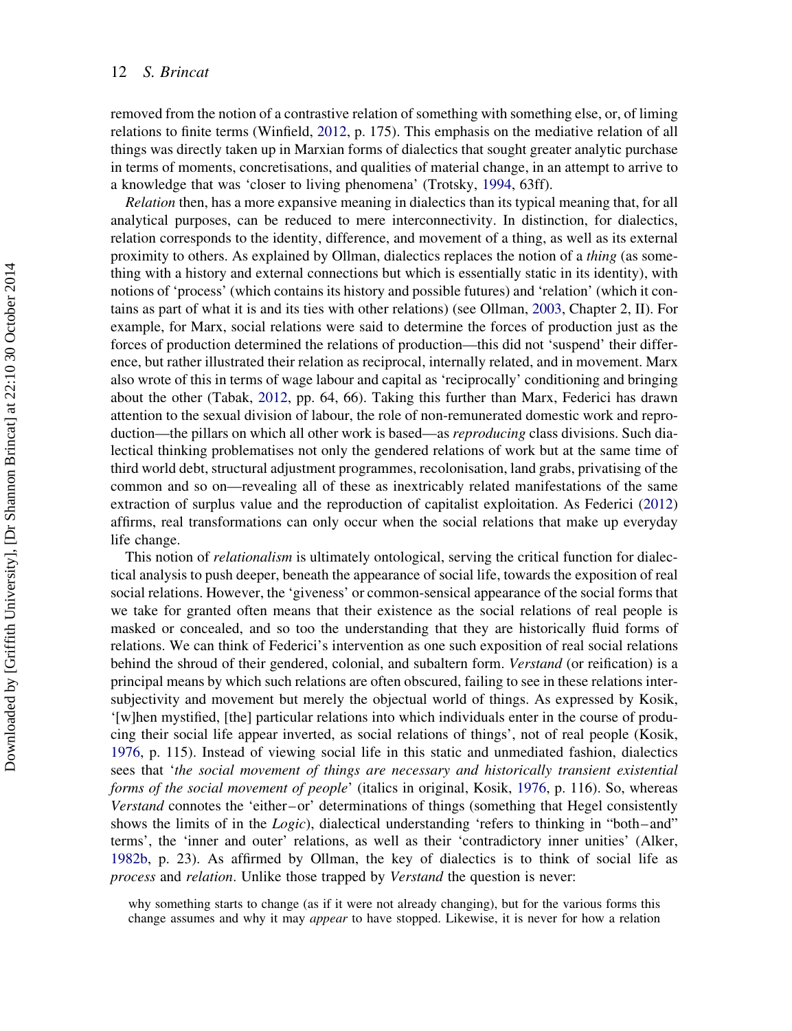removed from the notion of a contrastive relation of something with something else, or, of liming relations to finite terms (Winfield, 2012, p. 175). This emphasis on the mediative relation of all things was directly taken up in Marxian forms of dialectics that sought greater analytic purchase in terms of moments, concretisations, and qualities of material change, in an attempt to arrive to a knowledge that was 'closer to living phenomena' (Trotsky, 1994, 63ff).

*Relation* then, has a more expansive meaning in dialectics than its typical meaning that, for all analytical purposes, can be reduced to mere interconnectivity. In distinction, for dialectics, relation corresponds to the identity, difference, and movement of a thing, as well as its external proximity to others. As explained by Ollman, dialectics replaces the notion of a *thing* (as something with a history and external connections but which is essentially static in its identity), with notions of 'process' (which contains its history and possible futures) and 'relation' (which it contains as part of what it is and its ties with other relations) (see Ollman, 2003, Chapter 2, II). For example, for Marx, social relations were said to determine the forces of production just as the forces of production determined the relations of production—this did not 'suspend' their difference, but rather illustrated their relation as reciprocal, internally related, and in movement. Marx also wrote of this in terms of wage labour and capital as 'reciprocally' conditioning and bringing about the other (Tabak, 2012, pp. 64, 66). Taking this further than Marx, Federici has drawn attention to the sexual division of labour, the role of non-remunerated domestic work and reproduction—the pillars on which all other work is based—as *reproducing* class divisions. Such dialectical thinking problematises not only the gendered relations of work but at the same time of third world debt, structural adjustment programmes, recolonisation, land grabs, privatising of the common and so on—revealing all of these as inextricably related manifestations of the same extraction of surplus value and the reproduction of capitalist exploitation. As Federici (2012) affirms, real transformations can only occur when the social relations that make up everyday life change.

This notion of *relationalism* is ultimately ontological, serving the critical function for dialectical analysis to push deeper, beneath the appearance of social life, towards the exposition of real social relations. However, the 'giveness' or common-sensical appearance of the social forms that we take for granted often means that their existence as the social relations of real people is masked or concealed, and so too the understanding that they are historically fluid forms of relations. We can think of Federici's intervention as one such exposition of real social relations behind the shroud of their gendered, colonial, and subaltern form. *Verstand* (or reification) is a principal means by which such relations are often obscured, failing to see in these relations intersubjectivity and movement but merely the objectual world of things. As expressed by Kosik, '[w]hen mystified, [the] particular relations into which individuals enter in the course of producing their social life appear inverted, as social relations of things', not of real people (Kosik, 1976, p. 115). Instead of viewing social life in this static and unmediated fashion, dialectics sees that '*the social movement of things are necessary and historically transient existential forms of the social movement of people*' (italics in original, Kosik, 1976, p. 116). So, whereas *Verstand* connotes the 'either–or' determinations of things (something that Hegel consistently shows the limits of in the *Logic*), dialectical understanding 'refers to thinking in "both–and" terms', the 'inner and outer' relations, as well as their 'contradictory inner unities' (Alker, 1982b, p. 23). As affirmed by Ollman, the key of dialectics is to think of social life as *process* and *relation*. Unlike those trapped by *Verstand* the question is never:

> why something starts to change (as if it were not already changing), but for the various forms this change assumes and why it may *appear* to have stopped. Likewise, it is never for how a relation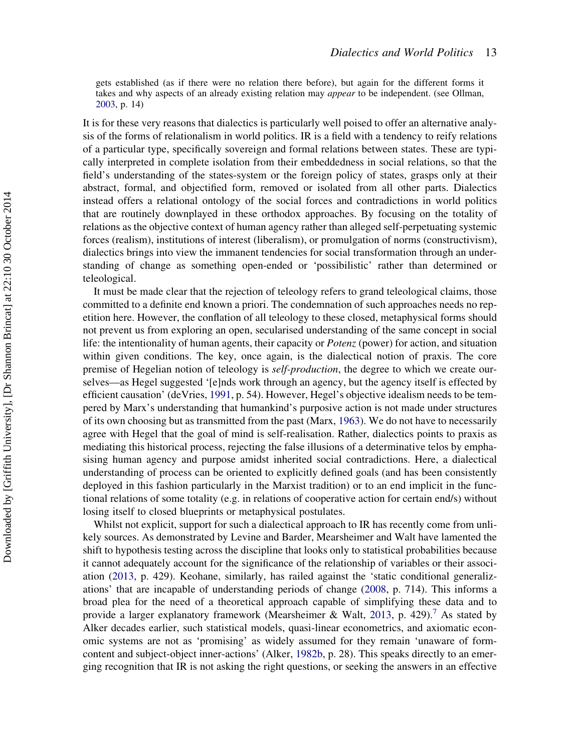gets established (as if there were no relation there before), but again for the different forms it takes and why aspects of an already existing relation may *appear* to be independent. (see Ollman, 2003, p. 14)

It is for these very reasons that dialectics is particularly well poised to offer an alternative analysis of the forms of relationalism in world politics. IR is a field with a tendency to reify relations of a particular type, specifically sovereign and formal relations between states. These are typically interpreted in complete isolation from their embeddedness in social relations, so that the field's understanding of the states-system or the foreign policy of states, grasps only at their abstract, formal, and objectified form, removed or isolated from all other parts. Dialectics instead offers a relational ontology of the social forces and contradictions in world politics that are routinely downplayed in these orthodox approaches. By focusing on the totality of relations as the objective context of human agency rather than alleged self-perpetuating systemic forces (realism), institutions of interest (liberalism), or promulgation of norms (constructivism), dialectics brings into view the immanent tendencies for social transformation through an understanding of change as something open-ended or 'possibilistic' rather than determined or teleological.

It must be made clear that the rejection of teleology refers to grand teleological claims, those committed to a definite end known a priori. The condemnation of such approaches needs no repetition here. However, the conflation of all teleology to these closed, metaphysical forms should not prevent us from exploring an open, secularised understanding of the same concept in social life: the intentionality of human agents, their capacity or *Potenz* (power) for action, and situation within given conditions. The key, once again, is the dialectical notion of praxis. The core premise of Hegelian notion of teleology is *self-production*, the degree to which we create ourselves—as Hegel suggested '[e]nds work through an agency, but the agency itself is effected by efficient causation' (deVries, 1991, p. 54). However, Hegel's objective idealism needs to be tempered by Marx's understanding that humankind's purposive action is not made under structures of its own choosing but as transmitted from the past (Marx, 1963). We do not have to necessarily agree with Hegel that the goal of mind is self-realisation. Rather, dialectics points to praxis as mediating this historical process, rejecting the false illusions of a determinative telos by emphasising human agency and purpose amidst inherited social contradictions. Here, a dialectical understanding of process can be oriented to explicitly defined goals (and has been consistently deployed in this fashion particularly in the Marxist tradition) or to an end implicit in the functional relations of some totality (e.g. in relations of cooperative action for certain end/s) without losing itself to closed blueprints or metaphysical postulates.

Whilst not explicit, support for such a dialectical approach to IR has recently come from unlikely sources. As demonstrated by Levine and Barder, Mearsheimer and Walt have lamented the shift to hypothesis testing across the discipline that looks only to statistical probabilities because it cannot adequately account for the significance of the relationship of variables or their association (2013, p. 429). Keohane, similarly, has railed against the 'static conditional generalizations' that are incapable of understanding periods of change (2008, p. 714). This informs a broad plea for the need of a theoretical approach capable of simplifying these data and to provide a larger explanatory framework (Mearsheimer & Walt, 2013, p. 429).[7] As stated by Alker decades earlier, such statistical models, quasi-linear econometrics, and axiomatic economic systems are not as 'promising' as widely assumed for they remain 'unaware of form-content and subject-object inner-actions' (Alker, 1982b, p. 28). This speaks directly to an emerging recognition that IR is not asking the right questions, or seeking the answers in an effective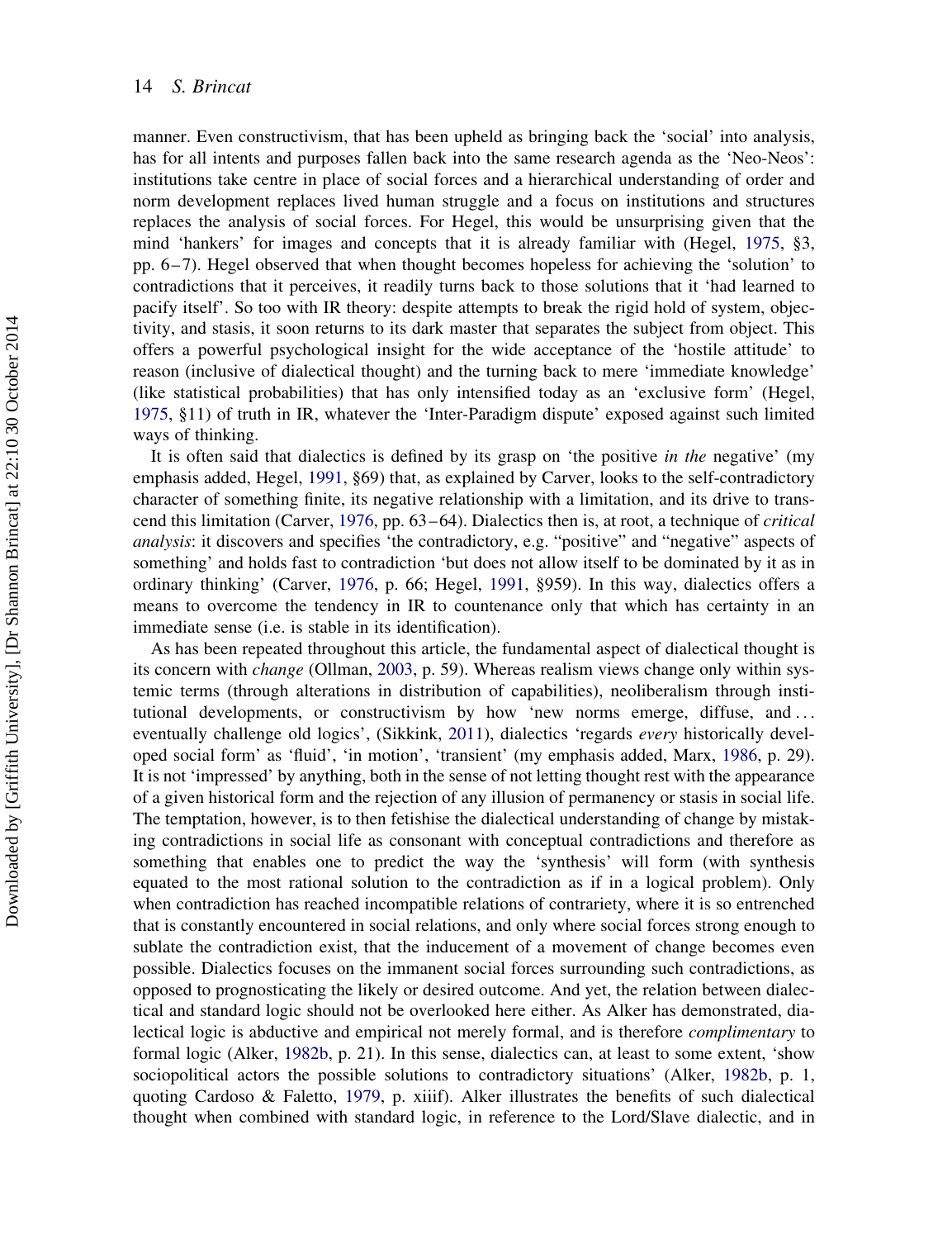manner. Even constructivism, that has been upheld as bringing back the 'social' into analysis, has for all intents and purposes fallen back into the same research agenda as the 'Neo-Neos': institutions take centre in place of social forces and a hierarchical understanding of order and norm development replaces lived human struggle and a focus on institutions and structures replaces the analysis of social forces. For Hegel, this would be unsurprising given that the mind 'hankers' for images and concepts that it is already familiar with (Hegel, 1975, §3, pp. 6–7). Hegel observed that when thought becomes hopeless for achieving the 'solution' to contradictions that it perceives, it readily turns back to those solutions that it 'had learned to pacify itself'. So too with IR theory: despite attempts to break the rigid hold of system, objectivity, and stasis, it soon returns to its dark master that separates the subject from object. This offers a powerful psychological insight for the wide acceptance of the 'hostile attitude' to reason (inclusive of dialectical thought) and the turning back to mere 'immediate knowledge' (like statistical probabilities) that has only intensified today as an 'exclusive form' (Hegel, 1975, §11) of truth in IR, whatever the 'Inter-Paradigm dispute' exposed against such limited ways of thinking.

It is often said that dialectics is defined by its grasp on 'the positive *in the* negative' (my emphasis added, Hegel, 1991, §69) that, as explained by Carver, looks to the self-contradictory character of something finite, its negative relationship with a limitation, and its drive to transcend this limitation (Carver, 1976, pp. 63–64). Dialectics then is, at root, a technique of *critical analysis*: it discovers and specifies 'the contradictory, e.g. "positive" and "negative" aspects of something' and holds fast to contradiction 'but does not allow itself to be dominated by it as in ordinary thinking' (Carver, 1976, p. 66; Hegel, 1991, §959). In this way, dialectics offers a means to overcome the tendency in IR to countenance only that which has certainty in an immediate sense (i.e. is stable in its identification).

As has been repeated throughout this article, the fundamental aspect of dialectical thought is its concern with *change* (Ollman, 2003, p. 59). Whereas realism views change only within systemic terms (through alterations in distribution of capabilities), neoliberalism through institutional developments, or constructivism by how 'new norms emerge, diffuse, and ... eventually challenge old logics', (Sikkink, 2011), dialectics 'regards *every* historically developed social form' as 'fluid', 'in motion', 'transient' (my emphasis added, Marx, 1986, p. 29). It is not 'impressed' by anything, both in the sense of not letting thought rest with the appearance of a given historical form and the rejection of any illusion of permanency or stasis in social life. The temptation, however, is to then fetishise the dialectical understanding of change by mistaking contradictions in social life as consonant with conceptual contradictions and therefore as something that enables one to predict the way the 'synthesis' will form (with synthesis equated to the most rational solution to the contradiction as if in a logical problem). Only when contradiction has reached incompatible relations of contrariety, where it is so entrenched that is constantly encountered in social relations, and only where social forces strong enough to sublate the contradiction exist, that the inducement of a movement of change becomes even possible. Dialectics focuses on the immanent social forces surrounding such contradictions, as opposed to prognosticating the likely or desired outcome. And yet, the relation between dialectical and standard logic should not be overlooked here either. As Alker has demonstrated, dialectical logic is abductive and empirical not merely formal, and is therefore *complimentary* to formal logic (Alker, 1982b, p. 21). In this sense, dialectics can, at least to some extent, 'show sociopolitical actors the possible solutions to contradictory situations' (Alker, 1982b, p. 1, quoting Cardoso & Faletto, 1979, p. xiiif). Alker illustrates the benefits of such dialectical thought when combined with standard logic, in reference to the Lord/Slave dialectic, and in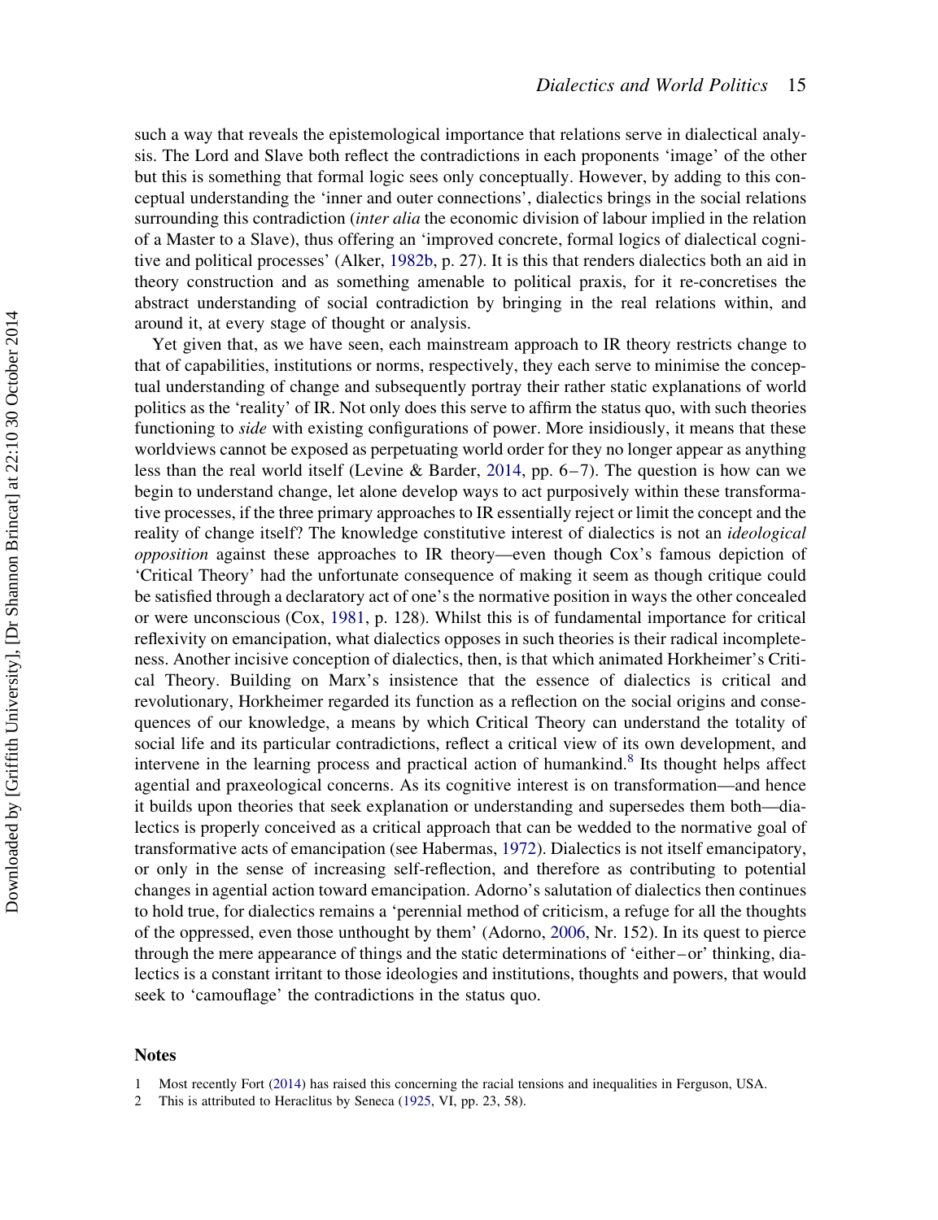such a way that reveals the epistemological importance that relations serve in dialectical analysis. The Lord and Slave both reflect the contradictions in each proponents 'image' of the other but this is something that formal logic sees only conceptually. However, by adding to this conceptual understanding the 'inner and outer connections', dialectics brings in the social relations surrounding this contradiction (*inter alia* the economic division of labour implied in the relation of a Master to a Slave), thus offering an 'improved concrete, formal logics of dialectical cognitive and political processes' (Alker, 1982b, p. 27). It is this that renders dialectics both an aid in theory construction and as something amenable to political praxis, for it re-concretises the abstract understanding of social contradiction by bringing in the real relations within, and around it, at every stage of thought or analysis.

Yet given that, as we have seen, each mainstream approach to IR theory restricts change to that of capabilities, institutions or norms, respectively, they each serve to minimise the conceptual understanding of change and subsequently portray their rather static explanations of world politics as the 'reality' of IR. Not only does this serve to affirm the status quo, with such theories functioning to *side* with existing configurations of power. More insidiously, it means that these worldviews cannot be exposed as perpetuating world order for they no longer appear as anything less than the real world itself (Levine & Barder, 2014, pp. 6–7). The question is how can we begin to understand change, let alone develop ways to act purposively within these transformative processes, if the three primary approaches to IR essentially reject or limit the concept and the reality of change itself? The knowledge constitutive interest of dialectics is not an *ideological opposition* against these approaches to IR theory—even though Cox's famous depiction of 'Critical Theory' had the unfortunate consequence of making it seem as though critique could be satisfied through a declaratory act of one's the normative position in ways the other concealed or were unconscious (Cox, 1981, p. 128). Whilst this is of fundamental importance for critical reflexivity on emancipation, what dialectics opposes in such theories is their radical incompleteness. Another incisive conception of dialectics, then, is that which animated Horkheimer's Critical Theory. Building on Marx's insistence that the essence of dialectics is critical and revolutionary, Horkheimer regarded its function as a reflection on the social origins and consequences of our knowledge, a means by which Critical Theory can understand the totality of social life and its particular contradictions, reflect a critical view of its own development, and intervene in the learning process and practical action of humankind.[8] Its thought helps affect agential and praxeological concerns. As its cognitive interest is on transformation—and hence it builds upon theories that seek explanation or understanding and supersedes them both—dialectics is properly conceived as a critical approach that can be wedded to the normative goal of transformative acts of emancipation (see Habermas, 1972). Dialectics is not itself emancipatory, or only in the sense of increasing self-reflection, and therefore as contributing to potential changes in agential action toward emancipation. Adorno's salutation of dialectics then continues to hold true, for dialectics remains a 'perennial method of criticism, a refuge for all the thoughts of the oppressed, even those unthought by them' (Adorno, 2006, Nr. 152). In its quest to pierce through the mere appearance of things and the static determinations of 'either–or' thinking, dialectics is a constant irritant to those ideologies and institutions, thoughts and powers, that would seek to 'camouflage' the contradictions in the status quo.

## Notes

1 Most recently Fort (2014) has raised this concerning the racial tensions and inequalities in Ferguson, USA.

2 This is attributed to Heraclitus by Seneca (1925, VI, pp. 23, 58).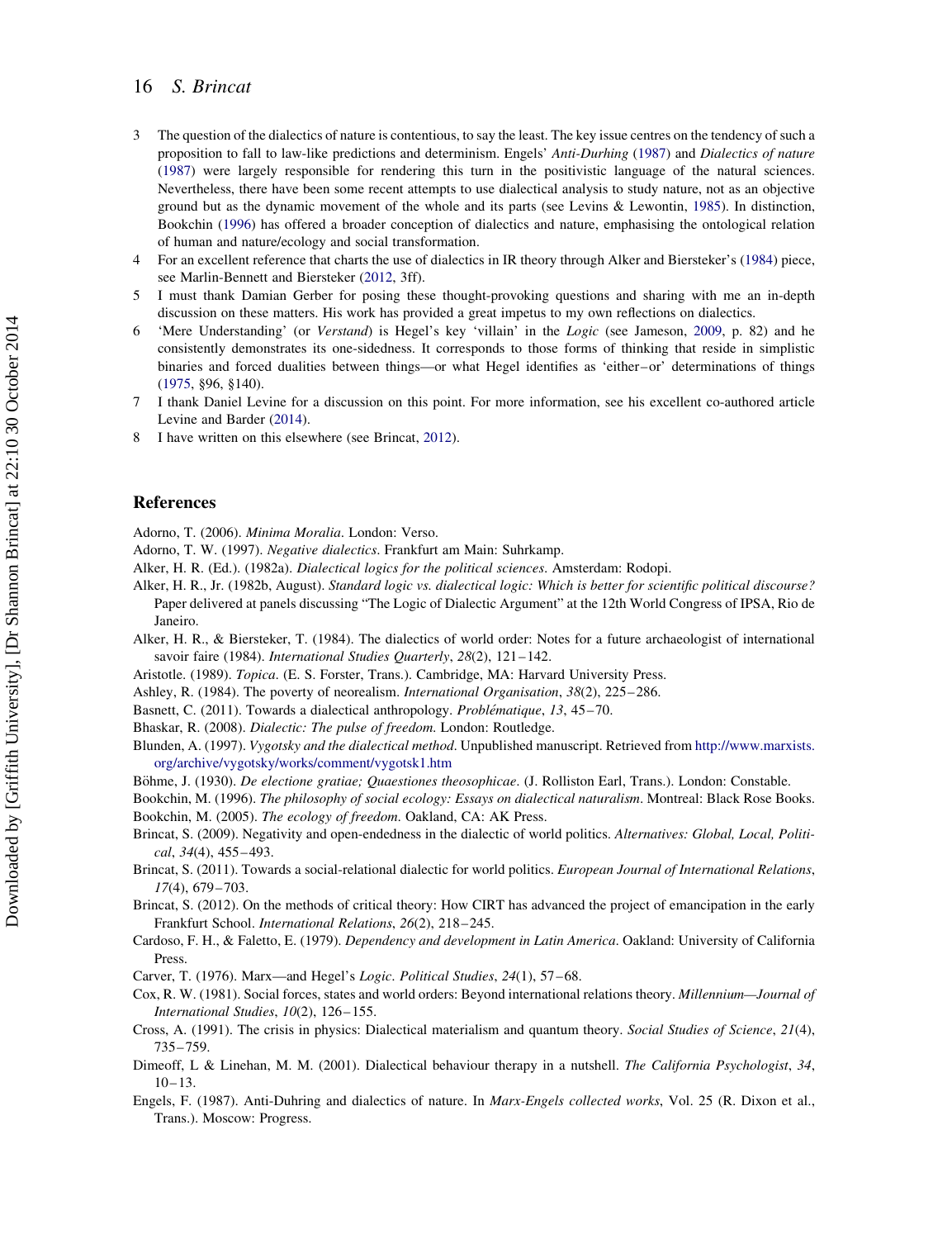3 The question of the dialectics of nature is contentious, to say the least. The key issue centres on the tendency of such a proposition to fall to law-like predictions and determinism. Engels' *Anti-Durhing* (1987) and *Dialectics of nature* (1987) were largely responsible for rendering this turn in the positivistic language of the natural sciences. Nevertheless, there have been some recent attempts to use dialectical analysis to study nature, not as an objective ground but as the dynamic movement of the whole and its parts (see Levins & Lewontin, 1985). In distinction, Bookchin (1996) has offered a broader conception of dialectics and nature, emphasising the ontological relation of human and nature/ecology and social transformation.

4 For an excellent reference that charts the use of dialectics in IR theory through Alker and Biersteker's (1984) piece, see Marlin-Bennett and Biersteker (2012, 3ff).

5 I must thank Damian Gerber for posing these thought-provoking questions and sharing with me an in-depth discussion on these matters. His work has provided a great impetus to my own reflections on dialectics.

6 'Mere Understanding' (or *Verstand*) is Hegel's key 'villain' in the *Logic* (see Jameson, 2009, p. 82) and he consistently demonstrates its one-sidedness. It corresponds to those forms of thinking that reside in simplistic binaries and forced dualities between things—or what Hegel identifies as 'either–or' determinations of things (1975, §96, §140).

7 I thank Daniel Levine for a discussion on this point. For more information, see his excellent co-authored article Levine and Barder (2014).

8 I have written on this elsewhere (see Brincat, 2012).

## References

Adorno, T. (2006). *Minima Moralia*. London: Verso.

Adorno, T. W. (1997). *Negative dialectics*. Frankfurt am Main: Suhrkamp.

Alker, H. R. (Ed.). (1982a). *Dialectical logics for the political sciences*. Amsterdam: Rodopi.

Alker, H. R., Jr. (1982b, August). *Standard logic vs. dialectical logic: Which is better for scientific political discourse?* Paper delivered at panels discussing "The Logic of Dialectic Argument" at the 12th World Congress of IPSA, Rio de Janeiro.

Alker, H. R., & Biersteker, T. (1984). The dialectics of world order: Notes for a future archaeologist of international savoir faire (1984). *International Studies Quarterly*, *28*(2), 121–142.

Aristotle. (1989). *Topica*. (E. S. Forster, Trans.). Cambridge, MA: Harvard University Press.

Ashley, R. (1984). The poverty of neorealism. *International Organisation*, *38*(2), 225–286.

Basnett, C. (2011). Towards a dialectical anthropology. *Problématique*, *13*, 45–70.

Bhaskar, R. (2008). *Dialectic: The pulse of freedom*. London: Routledge.

Blunden, A. (1997). *Vygotsky and the dialectical method*. Unpublished manuscript. Retrieved from http://www.marxists.org/archive/vygotsky/works/comment/vygotsk1.htm

Böhme, J. (1930). *De electione gratiae; Quaestiones theosophicae*. (J. Rolliston Earl, Trans.). London: Constable.

Bookchin, M. (1996). *The philosophy of social ecology: Essays on dialectical naturalism*. Montreal: Black Rose Books.

Bookchin, M. (2005). *The ecology of freedom*. Oakland, CA: AK Press.

Brincat, S. (2009). Negativity and open-endedness in the dialectic of world politics. *Alternatives: Global, Local, Political*, *34*(4), 455–493.

Brincat, S. (2011). Towards a social-relational dialectic for world politics. *European Journal of International Relations*, *17*(4), 679–703.

Brincat, S. (2012). On the methods of critical theory: How CIRT has advanced the project of emancipation in the early Frankfurt School. *International Relations*, *26*(2), 218–245.

Cardoso, F. H., & Faletto, E. (1979). *Dependency and development in Latin America*. Oakland: University of California Press.

Carver, T. (1976). Marx—and Hegel's *Logic*. *Political Studies*, *24*(1), 57–68.

Cox, R. W. (1981). Social forces, states and world orders: Beyond international relations theory. *Millennium—Journal of International Studies*, *10*(2), 126–155.

Cross, A. (1991). The crisis in physics: Dialectical materialism and quantum theory. *Social Studies of Science*, *21*(4), 735–759.

Dimeoff, L & Linehan, M. M. (2001). Dialectical behaviour therapy in a nutshell. *The California Psychologist*, *34*, 10–13.

Engels, F. (1987). Anti-Duhring and dialectics of nature. In *Marx-Engels collected works*, Vol. 25 (R. Dixon et al., Trans.). Moscow: Progress.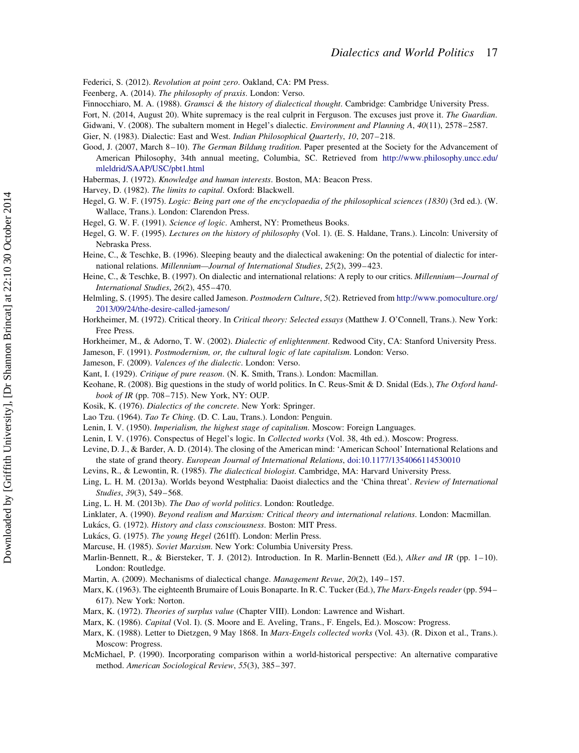Federici, S. (2012). *Revolution at point zero*. Oakland, CA: PM Press.

Feenberg, A. (2014). *The philosophy of praxis*. London: Verso.

Finnocchiaro, M. A. (1988). *Gramsci & the history of dialectical thought*. Cambridge: Cambridge University Press.

Fort, N. (2014, August 20). White supremacy is the real culprit in Ferguson. The excuses just prove it. *The Guardian*.

Gidwani, V. (2008). The subaltern moment in Hegel's dialectic. *Environment and Planning A*, *40*(11), 2578–2587.

Gier, N. (1983). Dialectic: East and West. *Indian Philosophical Quarterly*, *10*, 207–218.

Good, J. (2007, March 8–10). *The German Bildung tradition*. Paper presented at the Society for the Advancement of American Philosophy, 34th annual meeting, Columbia, SC. Retrieved from http://www.philosophy.uncc.edu/mleldrid/SAAP/USC/pbt1.html

Habermas, J. (1972). *Knowledge and human interests*. Boston, MA: Beacon Press.

Harvey, D. (1982). *The limits to capital*. Oxford: Blackwell.

Hegel, G. W. F. (1975). *Logic: Being part one of the encyclopaedia of the philosophical sciences (1830)* (3rd ed.). (W. Wallace, Trans.). London: Clarendon Press.

Hegel, G. W. F. (1991). *Science of logic*. Amherst, NY: Prometheus Books.

Hegel, G. W. F. (1995). *Lectures on the history of philosophy* (Vol. 1). (E. S. Haldane, Trans.). Lincoln: University of Nebraska Press.

Heine, C., & Teschke, B. (1996). Sleeping beauty and the dialectical awakening: On the potential of dialectic for international relations. *Millennium—Journal of International Studies*, *25*(2), 399–423.

Heine, C., & Teschke, B. (1997). On dialectic and international relations: A reply to our critics. *Millennium—Journal of International Studies*, *26*(2), 455–470.

Helmling, S. (1995). The desire called Jameson. *Postmodern Culture*, *5*(2). Retrieved from http://www.pomoculture.org/2013/09/24/the-desire-called-jameson/

Horkheimer, M. (1972). Critical theory. In *Critical theory: Selected essays* (Matthew J. O'Connell, Trans.). New York: Free Press.

Horkheimer, M., & Adorno, T. W. (2002). *Dialectic of enlightenment*. Redwood City, CA: Stanford University Press.

Jameson, F. (1991). *Postmodernism, or, the cultural logic of late capitalism*. London: Verso.

Jameson, F. (2009). *Valences of the dialectic*. London: Verso.

Kant, I. (1929). *Critique of pure reason*. (N. K. Smith, Trans.). London: Macmillan.

Keohane, R. (2008). Big questions in the study of world politics. In C. Reus-Smit & D. Snidal (Eds.), *The Oxford handbook of IR* (pp. 708–715). New York, NY: OUP.

Kosik, K. (1976). *Dialectics of the concrete*. New York: Springer.

Lao Tzu. (1964). *Tao Te Ching*. (D. C. Lau, Trans.). London: Penguin.

Lenin, I. V. (1950). *Imperialism, the highest stage of capitalism*. Moscow: Foreign Languages.

Lenin, I. V. (1976). Conspectus of Hegel's logic. In *Collected works* (Vol. 38, 4th ed.). Moscow: Progress.

Levine, D. J., & Barder, A. D. (2014). The closing of the American mind: 'American School' International Relations and the state of grand theory. *European Journal of International Relations*, doi:10.1177/1354066114530010

Levins, R., & Lewontin, R. (1985). *The dialectical biologist*. Cambridge, MA: Harvard University Press.

Ling, L. H. M. (2013a). Worlds beyond Westphalia: Daoist dialectics and the 'China threat'. *Review of International Studies*, *39*(3), 549–568.

Ling, L. H. M. (2013b). *The Dao of world politics*. London: Routledge.

Linklater, A. (1990). *Beyond realism and Marxism: Critical theory and international relations*. London: Macmillan.

Lukács, G. (1972). *History and class consciousness*. Boston: MIT Press.

Lukács, G. (1975). *The young Hegel* (261ff). London: Merlin Press.

Marcuse, H. (1985). *Soviet Marxism*. New York: Columbia University Press.

Marlin-Bennett, R., & Biersteker, T. J. (2012). Introduction. In R. Marlin-Bennett (Ed.), *Alker and IR* (pp. 1–10). London: Routledge.

Martin, A. (2009). Mechanisms of dialectical change. *Management Revue*, *20*(2), 149–157.

Marx, K. (1963). The eighteenth Brumaire of Louis Bonaparte. In R. C. Tucker (Ed.), *The Marx-Engels reader* (pp. 594–617). New York: Norton.

Marx, K. (1972). *Theories of surplus value* (Chapter VIII). London: Lawrence and Wishart.

Marx, K. (1986). *Capital* (Vol. I). (S. Moore and E. Aveling, Trans., F. Engels, Ed.). Moscow: Progress.

Marx, K. (1988). Letter to Dietzgen, 9 May 1868. In *Marx-Engels collected works* (Vol. 43). (R. Dixon et al., Trans.). Moscow: Progress.

McMichael, P. (1990). Incorporating comparison within a world-historical perspective: An alternative comparative method. *American Sociological Review*, *55*(3), 385–397.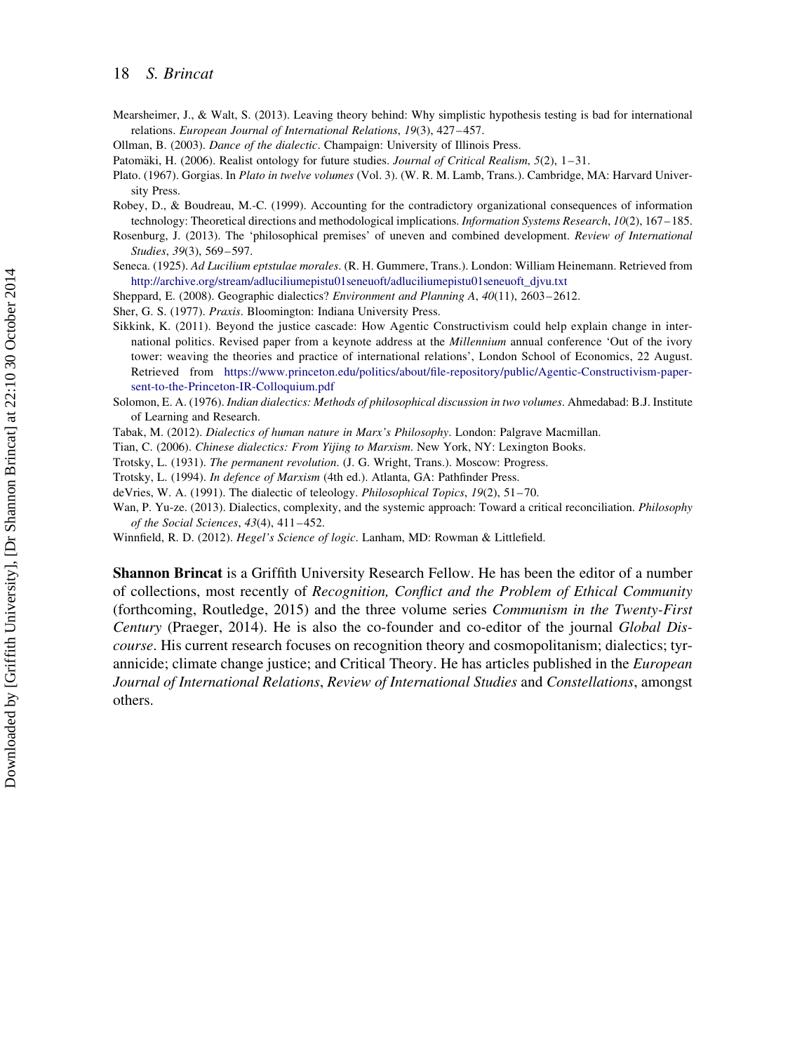Mearsheimer, J., & Walt, S. (2013). Leaving theory behind: Why simplistic hypothesis testing is bad for international relations. *European Journal of International Relations*, *19*(3), 427–457.

Ollman, B. (2003). *Dance of the dialectic*. Champaign: University of Illinois Press.

Patomäki, H. (2006). Realist ontology for future studies. *Journal of Critical Realism*, *5*(2), 1–31.

Plato. (1967). Gorgias. In *Plato in twelve volumes* (Vol. 3). (W. R. M. Lamb, Trans.). Cambridge, MA: Harvard University Press.

Robey, D., & Boudreau, M.-C. (1999). Accounting for the contradictory organizational consequences of information technology: Theoretical directions and methodological implications. *Information Systems Research*, *10*(2), 167–185.

Rosenburg, J. (2013). The 'philosophical premises' of uneven and combined development. *Review of International Studies*, *39*(3), 569–597.

Seneca. (1925). *Ad Lucilium eptstulae morales*. (R. H. Gummere, Trans.). London: William Heinemann. Retrieved from http://archive.org/stream/adluciliumepistu01seneuoft/adluciliumepistu01seneuoft_djvu.txt

Sheppard, E. (2008). Geographic dialectics? *Environment and Planning A*, *40*(11), 2603–2612.

Sher, G. S. (1977). *Praxis*. Bloomington: Indiana University Press.

Sikkink, K. (2011). Beyond the justice cascade: How Agentic Constructivism could help explain change in international politics. Revised paper from a keynote address at the *Millennium* annual conference 'Out of the ivory tower: weaving the theories and practice of international relations', London School of Economics, 22 August. Retrieved from https://www.princeton.edu/politics/about/file-repository/public/Agentic-Constructivism-paper-sent-to-the-Princeton-IR-Colloquium.pdf

Solomon, E. A. (1976). *Indian dialectics: Methods of philosophical discussion in two volumes*. Ahmedabad: B.J. Institute of Learning and Research.

Tabak, M. (2012). *Dialectics of human nature in Marx's Philosophy*. London: Palgrave Macmillan.

Tian, C. (2006). *Chinese dialectics: From Yijing to Marxism*. New York, NY: Lexington Books.

Trotsky, L. (1931). *The permanent revolution*. (J. G. Wright, Trans.). Moscow: Progress.

Trotsky, L. (1994). *In defence of Marxism* (4th ed.). Atlanta, GA: Pathfinder Press.

deVries, W. A. (1991). The dialectic of teleology. *Philosophical Topics*, *19*(2), 51–70.

Wan, P. Yu-ze. (2013). Dialectics, complexity, and the systemic approach: Toward a critical reconciliation. *Philosophy of the Social Sciences*, *43*(4), 411–452.

Winnfield, R. D. (2012). *Hegel's Science of logic*. Lanham, MD: Rowman & Littlefield.

**Shannon Brincat** is a Griffith University Research Fellow. He has been the editor of a number of collections, most recently of *Recognition, Conflict and the Problem of Ethical Community* (forthcoming, Routledge, 2015) and the three volume series *Communism in the Twenty-First Century* (Praeger, 2014). He is also the co-founder and co-editor of the journal *Global Discourse*. His current research focuses on recognition theory and cosmopolitanism; dialectics; tyrannicide; climate change justice; and Critical Theory. He has articles published in the *European Journal of International Relations*, *Review of International Studies* and *Constellations*, amongst others.